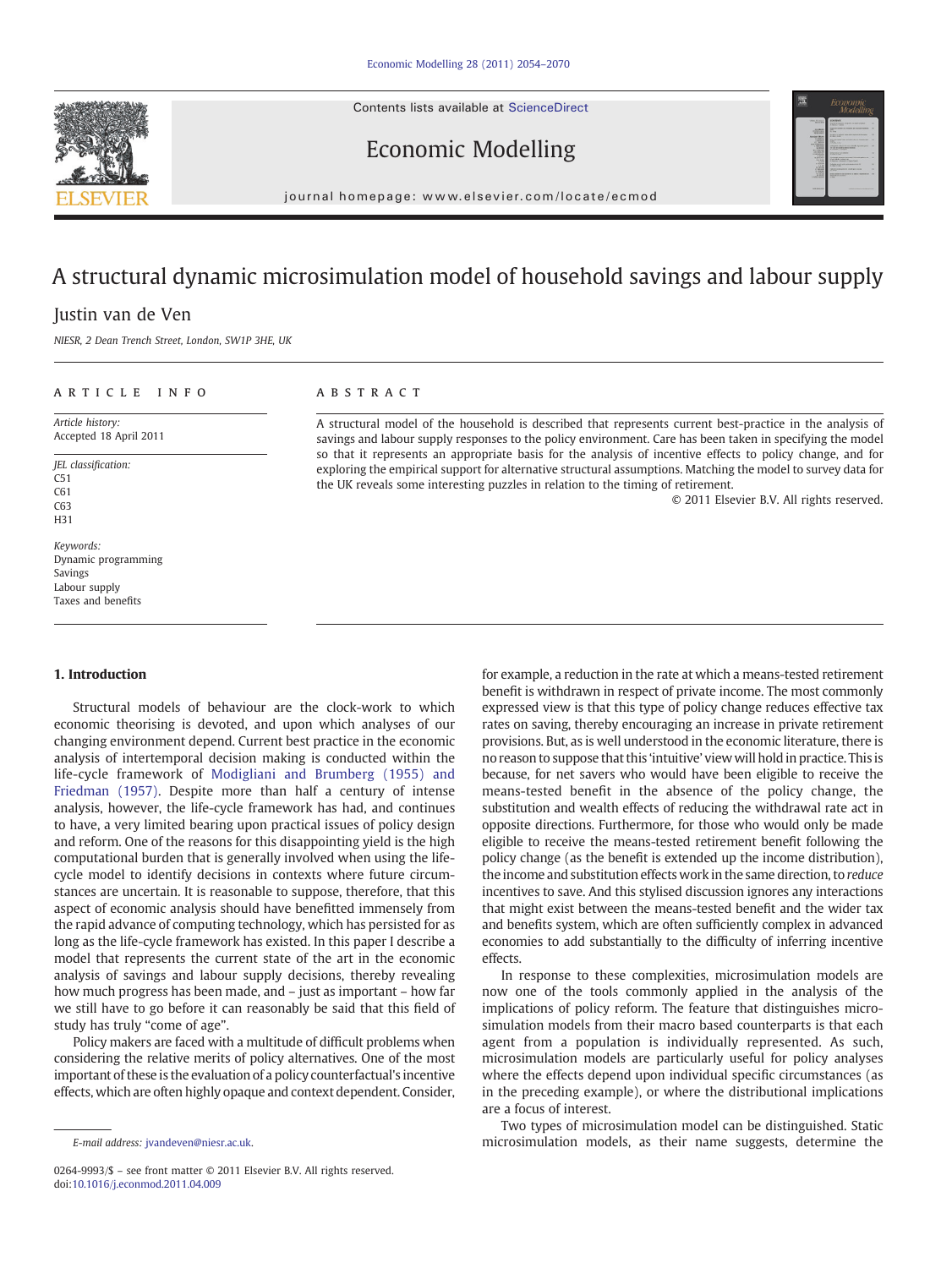# A structural dynamic microsimulation model of household savings and labour supply

Justin van de Ven

*NIESR, 2 Dean Trench Street, London, SW1P 3HE, UK*

## ARTICLE INFO

*Article history:*
Accepted 18 April 2011

*JEL classification:*
C51
C61
C63
H31

*Keywords:*
Dynamic programming
Savings
Labour supply
Taxes and benefits

## ABSTRACT

A structural model of the household is described that represents current best-practice in the analysis of savings and labour supply responses to the policy environment. Care has been taken in specifying the model so that it represents an appropriate basis for the analysis of incentive effects to policy change, and for exploring the empirical support for alternative structural assumptions. Matching the model to survey data for the UK reveals some interesting puzzles in relation to the timing of retirement.

© 2011 Elsevier B.V. All rights reserved.

## 1. Introduction

Structural models of behaviour are the clock-work to which economic theorising is devoted, and upon which analyses of our changing environment depend. Current best practice in the economic analysis of intertemporal decision making is conducted within the life-cycle framework of Modigliani and Brumberg (1955) and Friedman (1957). Despite more than half a century of intense analysis, however, the life-cycle framework has had, and continues to have, a very limited bearing upon practical issues of policy design and reform. One of the reasons for this disappointing yield is the high computational burden that is generally involved when using the life-cycle model to identify decisions in contexts where future circumstances are uncertain. It is reasonable to suppose, therefore, that this aspect of economic analysis should have benefitted immensely from the rapid advance of computing technology, which has persisted for as long as the life-cycle framework has existed. In this paper I describe a model that represents the current state of the art in the economic analysis of savings and labour supply decisions, thereby revealing how much progress has been made, and – just as important – how far we still have to go before it can reasonably be said that this field of study has truly "come of age".

Policy makers are faced with a multitude of difficult problems when considering the relative merits of policy alternatives. One of the most important of these is the evaluation of a policy counterfactual's incentive effects, which are often highly opaque and context dependent. Consider, for example, a reduction in the rate at which a means-tested retirement benefit is withdrawn in respect of private income. The most commonly expressed view is that this type of policy change reduces effective tax rates on saving, thereby encouraging an increase in private retirement provisions. But, as is well understood in the economic literature, there is no reason to suppose that this 'intuitive' view will hold in practice. This is because, for net savers who would have been eligible to receive the means-tested benefit in the absence of the policy change, the substitution and wealth effects of reducing the withdrawal rate act in opposite directions. Furthermore, for those who would only be made eligible to receive the means-tested retirement benefit following the policy change (as the benefit is extended up the income distribution), the income and substitution effects work in the same direction, to *reduce* incentives to save. And this stylised discussion ignores any interactions that might exist between the means-tested benefit and the wider tax and benefits system, which are often sufficiently complex in advanced economies to add substantially to the difficulty of inferring incentive effects.

In response to these complexities, microsimulation models are now one of the tools commonly applied in the analysis of the implications of policy reform. The feature that distinguishes microsimulation models from their macro based counterparts is that each agent from a population is individually represented. As such, microsimulation models are particularly useful for policy analyses where the effects depend upon individual specific circumstances (as in the preceding example), or where the distributional implications are a focus of interest.

Two types of microsimulation model can be distinguished. Static microsimulation models, as their name suggests, determine the

E-mail address: jvandeven@niesr.ac.uk.

0264-9993/$ – see front matter © 2011 Elsevier B.V. All rights reserved.
doi:10.1016/j.econmod.2011.04.009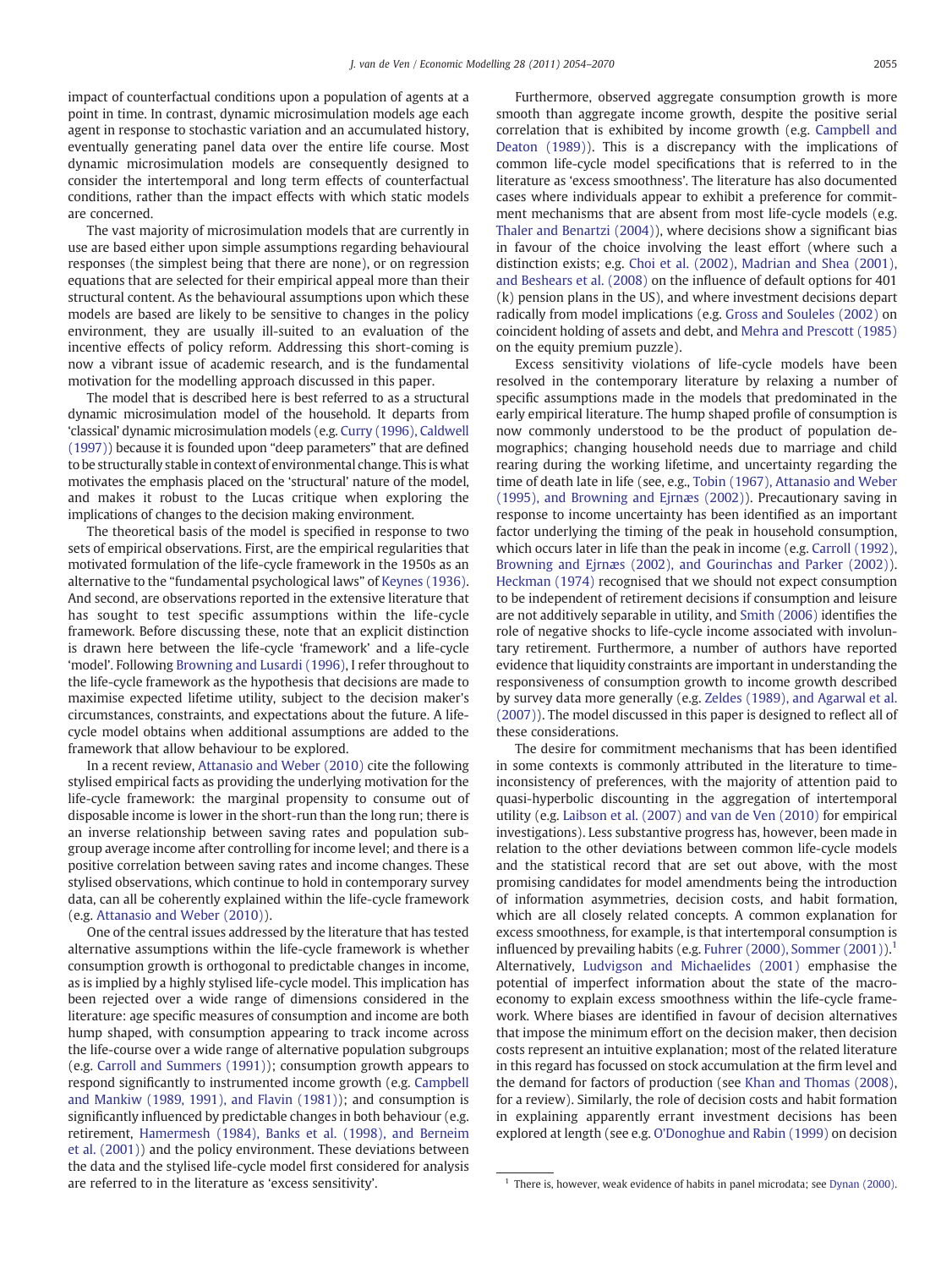impact of counterfactual conditions upon a population of agents at a point in time. In contrast, dynamic microsimulation models age each agent in response to stochastic variation and an accumulated history, eventually generating panel data over the entire life course. Most dynamic microsimulation models are consequently designed to consider the intertemporal and long term effects of counterfactual conditions, rather than the impact effects with which static models are concerned.

The vast majority of microsimulation models that are currently in use are based either upon simple assumptions regarding behavioural responses (the simplest being that there are none), or on regression equations that are selected for their empirical appeal more than their structural content. As the behavioural assumptions upon which these models are based are likely to be sensitive to changes in the policy environment, they are usually ill-suited to an evaluation of the incentive effects of policy reform. Addressing this short-coming is now a vibrant issue of academic research, and is the fundamental motivation for the modelling approach discussed in this paper.

The model that is described here is best referred to as a structural dynamic microsimulation model of the household. It departs from 'classical' dynamic microsimulation models (e.g. Curry (1996), Caldwell (1997)) because it is founded upon "deep parameters" that are defined to be structurally stable in context of environmental change. This is what motivates the emphasis placed on the 'structural' nature of the model, and makes it robust to the Lucas critique when exploring the implications of changes to the decision making environment.

The theoretical basis of the model is specified in response to two sets of empirical observations. First, are the empirical regularities that motivated formulation of the life-cycle framework in the 1950s as an alternative to the "fundamental psychological laws" of Keynes (1936). And second, are observations reported in the extensive literature that has sought to test specific assumptions within the life-cycle framework. Before discussing these, note that an explicit distinction is drawn here between the life-cycle 'framework' and a life-cycle 'model'. Following Browning and Lusardi (1996), I refer throughout to the life-cycle framework as the hypothesis that decisions are made to maximise expected lifetime utility, subject to the decision maker's circumstances, constraints, and expectations about the future. A life-cycle model obtains when additional assumptions are added to the framework that allow behaviour to be explored.

In a recent review, Attanasio and Weber (2010) cite the following stylised empirical facts as providing the underlying motivation for the life-cycle framework: the marginal propensity to consume out of disposable income is lower in the short-run than the long run; there is an inverse relationship between saving rates and population subgroup average income after controlling for income level; and there is a positive correlation between saving rates and income changes. These stylised observations, which continue to hold in contemporary survey data, can all be coherently explained within the life-cycle framework (e.g. Attanasio and Weber (2010)).

One of the central issues addressed by the literature that has tested alternative assumptions within the life-cycle framework is whether consumption growth is orthogonal to predictable changes in income, as is implied by a highly stylised life-cycle model. This implication has been rejected over a wide range of dimensions considered in the literature: age specific measures of consumption and income are both hump shaped, with consumption appearing to track income across the life-course over a wide range of alternative population subgroups (e.g. Carroll and Summers (1991)); consumption growth appears to respond significantly to instrumented income growth (e.g. Campbell and Mankiw (1989, 1991), and Flavin (1981)); and consumption is significantly influenced by predictable changes in both behaviour (e.g. retirement, Hamermesh (1984), Banks et al. (1998), and Berneim et al. (2001)) and the policy environment. These deviations between the data and the stylised life-cycle model first considered for analysis are referred to in the literature as 'excess sensitivity'.

Furthermore, observed aggregate consumption growth is more smooth than aggregate income growth, despite the positive serial correlation that is exhibited by income growth (e.g. Campbell and Deaton (1989)). This is a discrepancy with the implications of common life-cycle model specifications that is referred to in the literature as 'excess smoothness'. The literature has also documented cases where individuals appear to exhibit a preference for commitment mechanisms that are absent from most life-cycle models (e.g. Thaler and Benartzi (2004)), where decisions show a significant bias in favour of the choice involving the least effort (where such a distinction exists; e.g. Choi et al. (2002), Madrian and Shea (2001), and Beshears et al. (2008) on the influence of default options for 401 (k) pension plans in the US), and where investment decisions depart radically from model implications (e.g. Gross and Souleles (2002) on coincident holding of assets and debt, and Mehra and Prescott (1985) on the equity premium puzzle).

Excess sensitivity violations of life-cycle models have been resolved in the contemporary literature by relaxing a number of specific assumptions made in the models that predominated in the early empirical literature. The hump shaped profile of consumption is now commonly understood to be the product of population demographics; changing household needs due to marriage and child rearing during the working lifetime, and uncertainty regarding the time of death late in life (see, e.g., Tobin (1967), Attanasio and Weber (1995), and Browning and Ejrnæs (2002)). Precautionary saving in response to income uncertainty has been identified as an important factor underlying the timing of the peak in household consumption, which occurs later in life than the peak in income (e.g. Carroll (1992), Browning and Ejrnæs (2002), and Gourinchas and Parker (2002)). Heckman (1974) recognised that we should not expect consumption to be independent of retirement decisions if consumption and leisure are not additively separable in utility, and Smith (2006) identifies the role of negative shocks to life-cycle income associated with involuntary retirement. Furthermore, a number of authors have reported evidence that liquidity constraints are important in understanding the responsiveness of consumption growth to income growth described by survey data more generally (e.g. Zeldes (1989), and Agarwal et al. (2007)). The model discussed in this paper is designed to reflect all of these considerations.

The desire for commitment mechanisms that has been identified in some contexts is commonly attributed in the literature to time-inconsistency of preferences, with the majority of attention paid to quasi-hyperbolic discounting in the aggregation of intertemporal utility (e.g. Laibson et al. (2007) and van de Ven (2010) for empirical investigations). Less substantive progress has, however, been made in relation to the other deviations between common life-cycle models and the statistical record that are set out above, with the most promising candidates for model amendments being the introduction of information asymmetries, decision costs, and habit formation, which are all closely related concepts. A common explanation for excess smoothness, for example, is that intertemporal consumption is influenced by prevailing habits (e.g. Fuhrer (2000), Sommer (2001)).[1] Alternatively, Ludvigson and Michaelides (2001) emphasise the potential of imperfect information about the state of the macroeconomy to explain excess smoothness within the life-cycle framework. Where biases are identified in favour of decision alternatives that impose the minimum effort on the decision maker, then decision costs represent an intuitive explanation; most of the related literature in this regard has focussed on stock accumulation at the firm level and the demand for factors of production (see Khan and Thomas (2008), for a review). Similarly, the role of decision costs and habit formation in explaining apparently errant investment decisions has been explored at length (see e.g. O'Donoghue and Rabin (1999) on decision

[1] There is, however, weak evidence of habits in panel microdata; see Dynan (2000).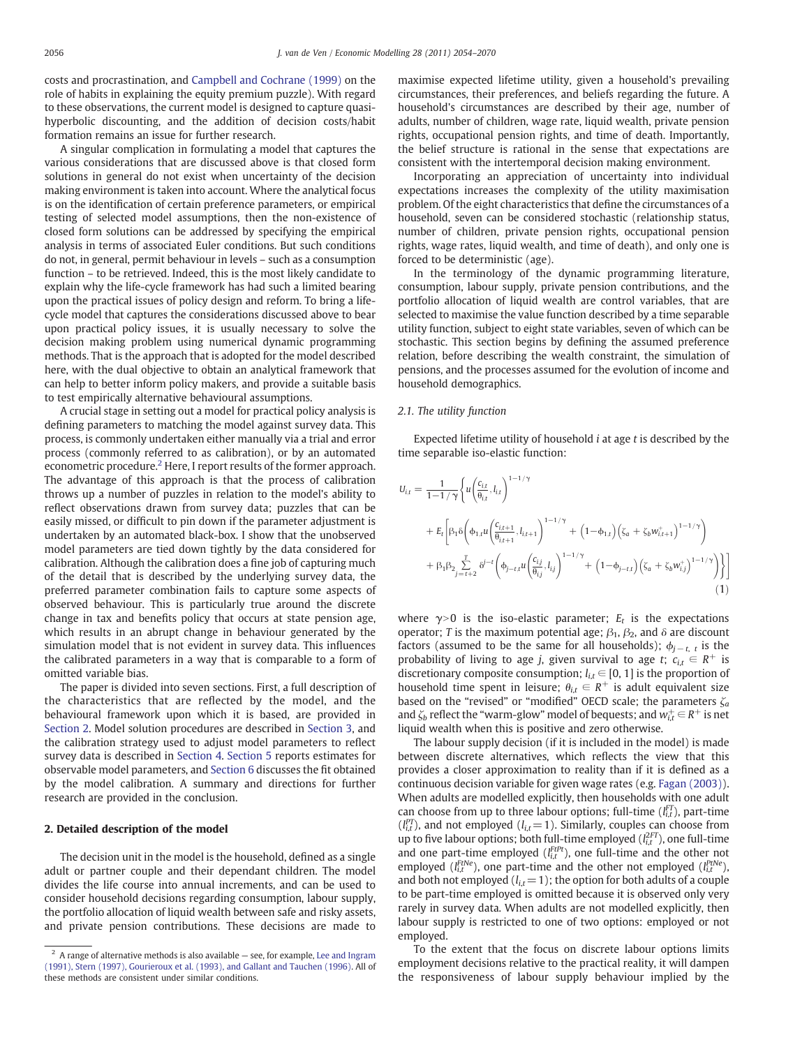costs and procrastination, and Campbell and Cochrane (1999) on the role of habits in explaining the equity premium puzzle). With regard to these observations, the current model is designed to capture quasi-hyperbolic discounting, and the addition of decision costs/habit formation remains an issue for further research.

A singular complication in formulating a model that captures the various considerations that are discussed above is that closed form solutions in general do not exist when uncertainty of the decision making environment is taken into account. Where the analytical focus is on the identification of certain preference parameters, or empirical testing of selected model assumptions, then the non-existence of closed form solutions can be addressed by specifying the empirical analysis in terms of associated Euler conditions. But such conditions do not, in general, permit behaviour in levels – such as a consumption function – to be retrieved. Indeed, this is the most likely candidate to explain why the life-cycle framework has had such a limited bearing upon the practical issues of policy design and reform. To bring a life-cycle model that captures the considerations discussed above to bear upon practical policy issues, it is usually necessary to solve the decision making problem using numerical dynamic programming methods. That is the approach that is adopted for the model described here, with the dual objective to obtain an analytical framework that can help to better inform policy makers, and provide a suitable basis to test empirically alternative behavioural assumptions.

A crucial stage in setting out a model for practical policy analysis is defining parameters to matching the model against survey data. This process, is commonly undertaken either manually via a trial and error process (commonly referred to as calibration), or by an automated econometric procedure.[2] Here, I report results of the former approach. The advantage of this approach is that the process of calibration throws up a number of puzzles in relation to the model's ability to reflect observations drawn from survey data; puzzles that can be easily missed, or difficult to pin down if the parameter adjustment is undertaken by an automated black-box. I show that the unobserved model parameters are tied down tightly by the data considered for calibration. Although the calibration does a fine job of capturing much of the detail that is described by the underlying survey data, the preferred parameter combination fails to capture some aspects of observed behaviour. This is particularly true around the discrete change in tax and benefits policy that occurs at state pension age, which results in an abrupt change in behaviour generated by the simulation model that is not evident in survey data. This influences the calibrated parameters in a way that is comparable to a form of omitted variable bias.

The paper is divided into seven sections. First, a full description of the characteristics that are reflected by the model, and the behavioural framework upon which it is based, are provided in Section 2. Model solution procedures are described in Section 3, and the calibration strategy used to adjust model parameters to reflect survey data is described in Section 4. Section 5 reports estimates for observable model parameters, and Section 6 discusses the fit obtained by the model calibration. A summary and directions for further research are provided in the conclusion.

## 2. Detailed description of the model

The decision unit in the model is the household, defined as a single adult or partner couple and their dependant children. The model divides the life course into annual increments, and can be used to consider household decisions regarding consumption, labour supply, the portfolio allocation of liquid wealth between safe and risky assets, and private pension contributions. These decisions are made to maximise expected lifetime utility, given a household's prevailing circumstances, their preferences, and beliefs regarding the future. A household's circumstances are described by their age, number of adults, number of children, wage rate, liquid wealth, private pension rights, occupational pension rights, and time of death. Importantly, the belief structure is rational in the sense that expectations are consistent with the intertemporal decision making environment.

Incorporating an appreciation of uncertainty into individual expectations increases the complexity of the utility maximisation problem. Of the eight characteristics that define the circumstances of a household, seven can be considered stochastic (relationship status, number of children, private pension rights, occupational pension rights, wage rates, liquid wealth, and time of death), and only one is forced to be deterministic (age).

In the terminology of the dynamic programming literature, consumption, labour supply, private pension contributions, and the portfolio allocation of liquid wealth are control variables, that are selected to maximise the value function described by a time separable utility function, subject to eight state variables, seven of which can be stochastic. This section begins by defining the assumed preference relation, before describing the wealth constraint, the simulation of pensions, and the processes assumed for the evolution of income and household demographics.

### 2.1. The utility function

Expected lifetime utility of household $i$ at age $t$ is described by the time separable iso-elastic function:

$$
\begin{aligned}
U_{i,t} = \frac{1}{1-1/\gamma}\Bigg\{ & u\left(\frac{c_{i,t}}{\theta_{i,t}}, l_{i,t}\right)^{1-1/\gamma} \\
& + E_t\Bigg[\beta_1\delta\left(\phi_{1,t}u\left(\frac{c_{i,t+1}}{\theta_{i,t+1}}, l_{i,t+1}\right)^{1-1/\gamma} + \left(1-\phi_{1,t}\right)\left(\zeta_a + \zeta_b w_{i,t+1}^{+}\right)^{1-1/\gamma}\right) \\
& + \beta_1\beta_2\sum_{j=t+2}^{T}\delta^{j-t}\left(\phi_{j-t,t}u\left(\frac{c_{i,j}}{\theta_{i,j}}, l_{i,j}\right)^{1-1/\gamma} + \left(1-\phi_{j-t,t}\right)\left(\zeta_a + \zeta_b w_{i,j}^{+}\right)^{1-1/\gamma}\right)\Bigg\}\Bigg]
\end{aligned}
\tag{1}
$$

where $\gamma>0$ is the iso-elastic parameter; $E_t$ is the expectations operator; $T$ is the maximum potential age; $\beta_1$, $\beta_2$, and $\delta$ are discount factors (assumed to be the same for all households); $\phi_{j-t,\ t}$ is the probability of living to age $j$, given survival to age $t$; $c_{i,t} \in R^+$ is discretionary composite consumption; $l_{i,t} \in [0, 1]$ is the proportion of household time spent in leisure; $\theta_{i,t} \in R^+$ is adult equivalent size based on the "revised" or "modified" OECD scale; the parameters $\zeta_a$ and $\zeta_b$ reflect the "warm-glow" model of bequests; and $w_{i,t}^{+} \in R^+$ is net liquid wealth when this is positive and zero otherwise.

The labour supply decision (if it is included in the model) is made between discrete alternatives, which reflects the view that this provides a closer approximation to reality than if it is defined as a continuous decision variable for given wage rates (e.g. Fagan (2003)). When adults are modelled explicitly, then households with one adult can choose from up to three labour options; full-time ($l_{i,t}^{FT}$), part-time ($l_{i,t}^{PT}$), and not employed ($l_{i,t}=1$). Similarly, couples can choose from up to five labour options; both full-time employed ($l_{i,t}^{2FT}$), one full-time and one part-time employed ($l_{i,t}^{FtPt}$), one full-time and the other not employed ($l_{i,t}^{FtNe}$), one part-time and the other not employed ($l_{i,t}^{PtNe}$), and both not employed ($l_{i,t}=1$); the option for both adults of a couple to be part-time employed is omitted because it is observed only very rarely in survey data. When adults are not modelled explicitly, then labour supply is restricted to one of two options: employed or not employed.

To the extent that the focus on discrete labour options limits employment decisions relative to the practical reality, it will dampen the responsiveness of labour supply behaviour implied by the

[2] A range of alternative methods is also available — see, for example, Lee and Ingram (1991), Stern (1997), Gourieroux et al. (1993), and Gallant and Tauchen (1996). All of these methods are consistent under similar conditions.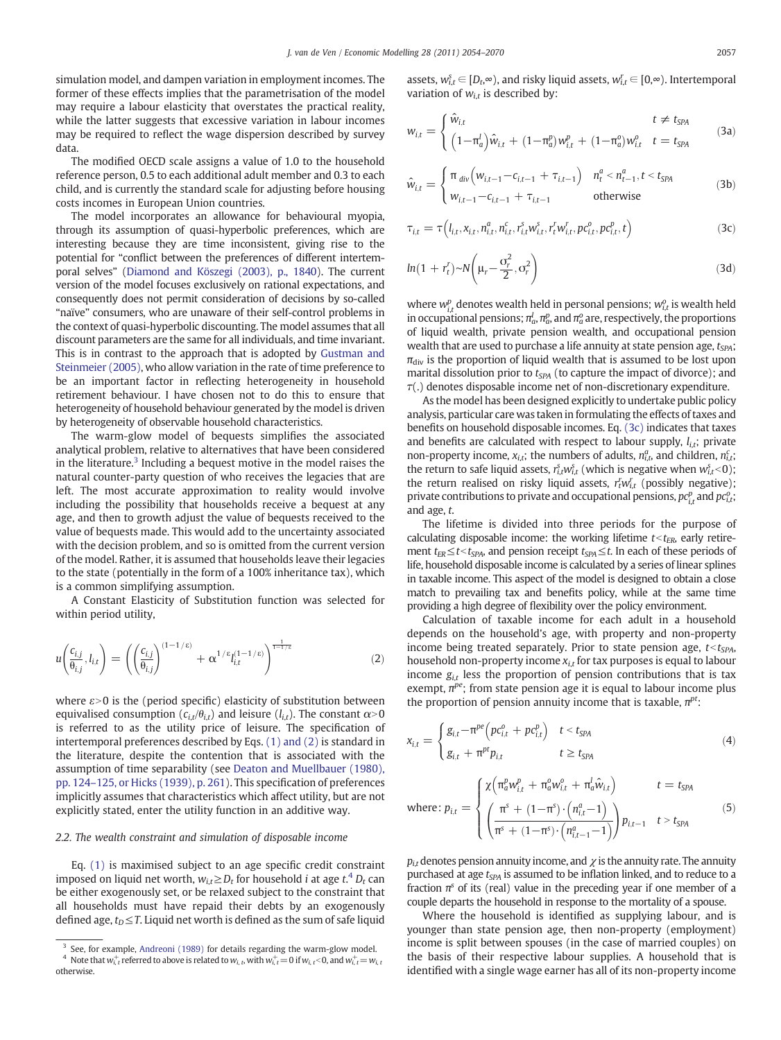simulation model, and dampen variation in employment incomes. The former of these effects implies that the parametrisation of the model may require a labour elasticity that overstates the practical reality, while the latter suggests that excessive variation in labour incomes may be required to reflect the wage dispersion described by survey data.

The modified OECD scale assigns a value of 1.0 to the household reference person, 0.5 to each additional adult member and 0.3 to each child, and is currently the standard scale for adjusting before housing costs incomes in European Union countries.

The model incorporates an allowance for behavioural myopia, through its assumption of quasi-hyperbolic preferences, which are interesting because they are time inconsistent, giving rise to the potential for "conflict between the preferences of different intertemporal selves" (Diamond and Köszegi (2003), p., 1840). The current version of the model focuses exclusively on rational expectations, and consequently does not permit consideration of decisions by so-called "naïve" consumers, who are unaware of their self-control problems in the context of quasi-hyperbolic discounting. The model assumes that all discount parameters are the same for all individuals, and time invariant. This is in contrast to the approach that is adopted by Gustman and Steinmeier (2005), who allow variation in the rate of time preference to be an important factor in reflecting heterogeneity in household retirement behaviour. I have chosen not to do this to ensure that heterogeneity of household behaviour generated by the model is driven by heterogeneity of observable household characteristics.

The warm-glow model of bequests simplifies the associated analytical problem, relative to alternatives that have been considered in the literature.[3] Including a bequest motive in the model raises the natural counter-party question of who receives the legacies that are left. The most accurate approximation to reality would involve including the possibility that households receive a bequest at any age, and then to growth adjust the value of bequests received to the value of bequests made. This would add to the uncertainty associated with the decision problem, and so is omitted from the current version of the model. Rather, it is assumed that households leave their legacies to the state (potentially in the form of a 100% inheritance tax), which is a common simplifying assumption.

A Constant Elasticity of Substitution function was selected for within period utility,

$$u\left(\frac{c_{i,j}}{\theta_{i,j}}, l_{i,t}\right) = \left(\left(\frac{c_{i,j}}{\theta_{i,j}}\right)^{(1-1/\varepsilon)} + \alpha^{1/\varepsilon} l_{i,t}^{(1-1/\varepsilon)}\right)^{\frac{1}{1-1/\varepsilon}} \tag{2}$$

where $\varepsilon > 0$ is the (period specific) elasticity of substitution between equivalised consumption ($c_{i,t}/\theta_{i,t}$) and leisure ($l_{i,t}$). The constant $\alpha > 0$ is referred to as the utility price of leisure. The specification of intertemporal preferences described by Eqs. (1) and (2) is standard in the literature, despite the contention that is associated with the assumption of time separability (see Deaton and Muellbauer (1980), pp. 124–125, or Hicks (1939), p. 261). This specification of preferences implicitly assumes that characteristics which affect utility, but are not explicitly stated, enter the utility function in an additive way.

### 2.2. The wealth constraint and simulation of disposable income

Eq. (1) is maximised subject to an age specific credit constraint imposed on liquid net worth, $w_{i,t} \geq D_t$ for household $i$ at age $t$.[4] $D_t$ can be either exogenously set, or be relaxed subject to the constraint that all households must have repaid their debts by an exogenously defined age, $t_D \leq T$. Liquid net worth is defined as the sum of safe liquid assets, $w_{i,t}^s \in [D_t, \infty)$, and risky liquid assets, $w_{i,t}^r \in [0, \infty)$. Intertemporal variation of $w_{i,t}$ is described by:

$$w_{i,t} = \begin{cases} \hat{w}_{i,t} & t \neq t_{SPA} \\ \left(1-\pi_a^l\right)\hat{w}_{i,t} + \left(1-\pi_a^p\right) w_{i,t}^p + \left(1-\pi_a^o\right) w_{i,t}^o & t = t_{SPA} \end{cases} \tag{3a}$$

$$\hat{w}_{i,t} = \begin{cases} \pi_{div}\left(w_{i,t-1} - c_{i,t-1} + \tau_{i,t-1}\right) & n_t^a < n_{t-1}^a, t < t_{SPA} \\ w_{i,t-1} - c_{i,t-1} + \tau_{i,t-1} & \text{otherwise} \end{cases} \tag{3b}$$

$$\tau_{i,t} = \tau\left(l_{i,t}, x_{i,t}, n_{i,t}^a, n_{i,t}^c, r_{i,t}^s w_{i,t}^s, r_t^r w_{i,t}^r, pc_{i,t}^o, pc_{i,t}^p, t\right) \tag{3c}$$

$$\ln(1 + r_t^r) \sim N\left(\mu_r - \frac{\sigma_r^2}{2}, \sigma_r^2\right) \tag{3d}$$

where $w_{i,t}^p$ denotes wealth held in personal pensions; $w_{i,t}^o$ is wealth held in occupational pensions; $\pi_a^l$, $\pi_a^p$, and $\pi_a^o$ are, respectively, the proportions of liquid wealth, private pension wealth, and occupational pension wealth that are used to purchase a life annuity at state pension age, $t_{SPA}$; $\pi_{\text{div}}$ is the proportion of liquid wealth that is assumed to be lost upon marital dissolution prior to $t_{SPA}$ (to capture the impact of divorce); and $\tau(.)$ denotes disposable income net of non-discretionary expenditure.

As the model has been designed explicitly to undertake public policy analysis, particular care was taken in formulating the effects of taxes and benefits on household disposable incomes. Eq. (3c) indicates that taxes and benefits are calculated with respect to labour supply, $l_{i,t}$; private non-property income, $x_{i,t}$; the numbers of adults, $n_{i,t}^a$, and children, $n_{i,t}^c$; the return to safe liquid assets, $r_{i,t}^s w_{i,t}^s$ (which is negative when $w_{i,t}^s < 0$); the return realised on risky liquid assets, $r_t^r w_{i,t}^r$ (possibly negative); private contributions to private and occupational pensions, $pc_{i,t}^p$ and $pc_{i,t}^o$; and age, $t$.

The lifetime is divided into three periods for the purpose of calculating disposable income: the working lifetime $t < t_{ER}$, early retirement $t_{ER} \leq t < t_{SPA}$, and pension receipt $t_{SPA} \leq t$. In each of these periods of life, household disposable income is calculated by a series of linear splines in taxable income. This aspect of the model is designed to obtain a close match to prevailing tax and benefits policy, while at the same time providing a high degree of flexibility over the policy environment.

Calculation of taxable income for each adult in a household depends on the household's age, with property and non-property income being treated separately. Prior to state pension age, $t < t_{SPA}$, household non-property income $x_{i,t}$ for tax purposes is equal to labour income $g_{i,t}$ less the proportion of pension contributions that is tax exempt, $\pi^{pe}$; from state pension age it is equal to labour income plus the proportion of pension annuity income that is taxable, $\pi^{pt}$:

$$x_{i,t} = \begin{cases} g_{i,t} - \pi^{pe}\left(pc_{i,t}^o + pc_{i,t}^p\right) & t < t_{SPA} \\ g_{i,t} + \pi^{pt} p_{i,t} & t \geq t_{SPA} \end{cases} \tag{4}$$

$$\text{where: } p_{i,t} = \begin{cases} \chi\left(\pi_a^p w_{i,t}^p + \pi_a^o w_{i,t}^o + \pi_a^l \hat{w}_{i,t}\right) & t = t_{SPA} \\ \left(\dfrac{\pi^s + (1-\pi^s)\cdot\left(n_{i,t}^a - 1\right)}{\pi^s + (1-\pi^s)\cdot\left(n_{i,t-1}^a - 1\right)}\right) p_{i,t-1} & t > t_{SPA} \end{cases} \tag{5}$$

$p_{i,t}$ denotes pension annuity income, and $\chi$ is the annuity rate. The annuity purchased at age $t_{SPA}$ is assumed to be inflation linked, and to reduce to a fraction $\pi^s$ of its (real) value in the preceding year if one member of a couple departs the household in response to the mortality of a spouse.

Where the household is identified as supplying labour, and is younger than state pension age, then non-property (employment) income is split between spouses (in the case of married couples) on the basis of their respective labour supplies. A household that is identified with a single wage earner has all of its non-property income

[3] See, for example, Andreoni (1989) for details regarding the warm-glow model.

[4] Note that $w_{i,t}^+$ referred to above is related to $w_{i,t}$, with $w_{i,t}^+ = 0$ if $w_{i,t} < 0$, and $w_{i,t}^+ = w_{i,t}$ otherwise.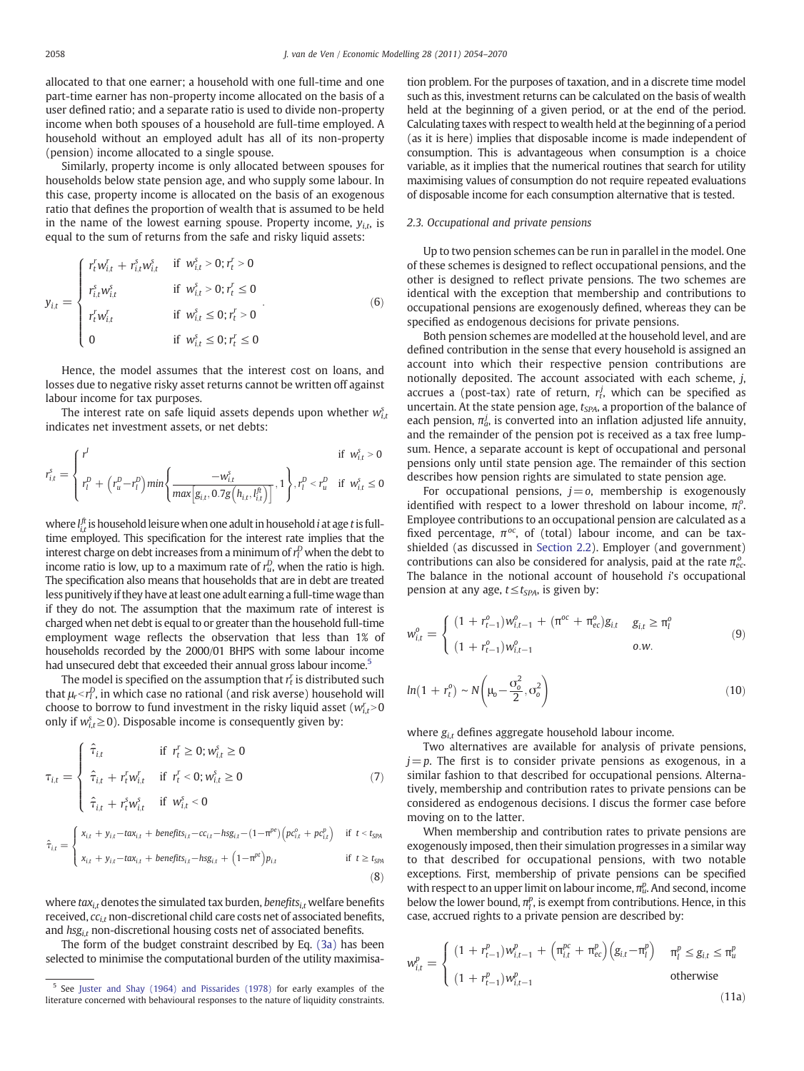allocated to that one earner; a household with one full-time and one part-time earner has non-property income allocated on the basis of a user defined ratio; and a separate ratio is used to divide non-property income when both spouses of a household are full-time employed. A household without an employed adult has all of its non-property (pension) income allocated to a single spouse.

Similarly, property income is only allocated between spouses for households below state pension age, and who supply some labour. In this case, property income is allocated on the basis of an exogenous ratio that defines the proportion of wealth that is assumed to be held in the name of the lowest earning spouse. Property income, $y_{i,t}$, is equal to the sum of returns from the safe and risky liquid assets:

$$y_{i,t} = \begin{cases} r_t^r w_{i,t}^r + r_{i,t}^s w_{i,t}^s & \text{if } w_{i,t}^s > 0; r_t^r > 0 \\ r_{i,t}^s w_{i,t}^s & \text{if } w_{i,t}^s > 0; r_t^r \leq 0 \\ r_t^r w_{i,t}^r & \text{if } w_{i,t}^s \leq 0; r_t^r > 0 \\ 0 & \text{if } w_{i,t}^s \leq 0; r_t^r \leq 0 \end{cases} . \tag{6}$$

Hence, the model assumes that the interest cost on loans, and losses due to negative risky asset returns cannot be written off against labour income for tax purposes.

The interest rate on safe liquid assets depends upon whether $w_{i,t}^s$ indicates net investment assets, or net debts:

$$r_{i,t}^s = \begin{cases} r^I & \text{if } w_{i,t}^s > 0 \\ r_l^D + \left(r_u^D - r_l^D\right) min\left\{\dfrac{-w_{i,t}^s}{max\left[g_{i,t}, 0.7g\left(h_{i,t}, l_{i,t}^{ft}\right)\right]}, 1\right\}, r_l^D < r_u^D & \text{if } w_{i,t}^s \leq 0 \end{cases}$$

where $l_{i,t}^{ft}$ is household leisure when one adult in household $i$ at age $t$ is full-time employed. This specification for the interest rate implies that the interest charge on debt increases from a minimum of $r_l^D$ when the debt to income ratio is low, up to a maximum rate of $r_u^D$, when the ratio is high. The specification also means that households that are in debt are treated less punitively if they have at least one adult earning a full-time wage than if they do not. The assumption that the maximum rate of interest is charged when net debt is equal to or greater than the household full-time employment wage reflects the observation that less than 1% of households recorded by the 2000/01 BHPS with some labour income had unsecured debt that exceeded their annual gross labour income.[5]

The model is specified on the assumption that $r_t^r$ is distributed such that $\mu_r < r_l^D$, in which case no rational (and risk averse) household will choose to borrow to fund investment in the risky liquid asset ($w_{i,t}^r > 0$ only if $w_{i,t}^s \geq 0$). Disposable income is consequently given by:

$$\tau_{i,t} = \begin{cases} \hat{\tau}_{i,t} & \text{if } r_t^r \geq 0; w_{i,t}^s \geq 0 \\ \hat{\tau}_{i,t} + r_t^r w_{i,t}^r & \text{if } r_t^r < 0; w_{i,t}^s \geq 0 \\ \hat{\tau}_{i,t} + r_t^s w_{i,t}^s & \text{if } w_{i,t}^s < 0 \end{cases} \tag{7}$$

$$\hat{\tau}_{i,t} = \begin{cases} x_{i,t} + y_{i,t} - tax_{i,t} + benefits_{i,t} - cc_{i,t} - hsg_{i,t} - (1 - \pi^{pe})\left(pc_{i,t}^o + pc_{i,t}^p\right) & \text{if } t < t_{SPA} \\ x_{i,t} + y_{i,t} - tax_{i,t} + benefits_{i,t} - hsg_{i,t} + \left(1 - \pi^{pt}\right)p_{i,t} & \text{if } t \geq t_{SPA} \end{cases} \tag{8}$$

where $tax_{i,t}$ denotes the simulated tax burden, $benefits_{i,t}$ welfare benefits received, $cc_{i,t}$ non-discretional child care costs net of associated benefits, and $hsg_{i,t}$ non-discretional housing costs net of associated benefits.

The form of the budget constraint described by Eq. (3a) has been selected to minimise the computational burden of the utility maximisation problem. For the purposes of taxation, and in a discrete time model such as this, investment returns can be calculated on the basis of wealth held at the beginning of a given period, or at the end of the period. Calculating taxes with respect to wealth held at the beginning of a period (as it is here) implies that disposable income is made independent of consumption. This is advantageous when consumption is a choice variable, as it implies that the numerical routines that search for utility maximising values of consumption do not require repeated evaluations of disposable income for each consumption alternative that is tested.

### 2.3. Occupational and private pensions

Up to two pension schemes can be run in parallel in the model. One of these schemes is designed to reflect occupational pensions, and the other is designed to reflect private pensions. The two schemes are identical with the exception that membership and contributions to occupational pensions are exogenously defined, whereas they can be specified as endogenous decisions for private pensions.

Both pension schemes are modelled at the household level, and are defined contribution in the sense that every household is assigned an account into which their respective pension contributions are notionally deposited. The account associated with each scheme, $j$, accrues a (post-tax) rate of return, $r_t^j$, which can be specified as uncertain. At the state pension age, $t_{SPA}$, a proportion of the balance of each pension, $\pi_a^j$, is converted into an inflation adjusted life annuity, and the remainder of the pension pot is received as a tax free lump-sum. Hence, a separate account is kept of occupational and personal pensions only until state pension age. The remainder of this section describes how pension rights are simulated to state pension age.

For occupational pensions, $j = o$, membership is exogenously identified with respect to a lower threshold on labour income, $\pi_l^o$. Employee contributions to an occupational pension are calculated as a fixed percentage, $\pi^{oc}$, of (total) labour income, and can be tax-shielded (as discussed in Section 2.2). Employer (and government) contributions can also be considered for analysis, paid at the rate $\pi_{ec}^o$. The balance in the notional account of household $i$'s occupational pension at any age, $t \leq t_{SPA}$, is given by:

$$w_{i,t}^o = \begin{cases} (1 + r_{t-1}^o)w_{i,t-1}^o + (\pi^{oc} + \pi_{ec}^o)g_{i,t} & g_{i,t} \geq \pi_l^o \\ (1 + r_{t-1}^o)w_{i,t-1}^o & o.w. \end{cases} \tag{9}$$

$$ln(1 + r_t^o) \sim N\left(\mu_o - \frac{\sigma_o^2}{2}, \sigma_o^2\right) \tag{10}$$

where $g_{i,t}$ defines aggregate household labour income.

Two alternatives are available for analysis of private pensions, $j = p$. The first is to consider private pensions as exogenous, in a similar fashion to that described for occupational pensions. Alternatively, membership and contribution rates to private pensions can be considered as endogenous decisions. I discus the former case before moving on to the latter.

When membership and contribution rates to private pensions are exogenously imposed, then their simulation progresses in a similar way to that described for occupational pensions, with two notable exceptions. First, membership of private pensions can be specified with respect to an upper limit on labour income, $\pi_u^p$. And second, income below the lower bound, $\pi_l^p$, is exempt from contributions. Hence, in this case, accrued rights to a private pension are described by:

$$w_{i,t}^p = \begin{cases} (1 + r_{t-1}^p)w_{i,t-1}^p + \left(\pi_{i,t}^{pc} + \pi_{ec}^p\right)\left(g_{i,t} - \pi_l^p\right) & \pi_l^p \leq g_{i,t} \leq \pi_u^p \\ (1 + r_{t-1}^p)w_{i,t-1}^p & \text{otherwise} \end{cases} \tag{11a}$$

[5] See Juster and Shay (1964) and Pissarides (1978) for early examples of the literature concerned with behavioural responses to the nature of liquidity constraints.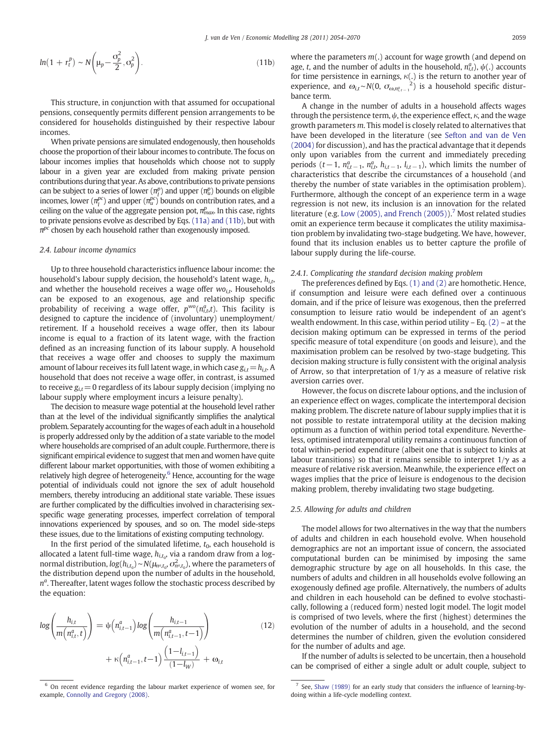$$ln(1 + r_t^p) \sim N\left(\mu_p - \frac{\sigma_p^2}{2}, \sigma_p^2\right). \tag{11b}$$

This structure, in conjunction with that assumed for occupational pensions, consequently permits different pension arrangements to be considered for households distinguished by their respective labour incomes.

When private pensions are simulated endogenously, then households choose the proportion of their labour incomes to contribute. The focus on labour incomes implies that households which choose not to supply labour in a given year are excluded from making private pension contributions during that year. As above, contributions to private pensions can be subject to a series of lower ($\pi_l^p$) and upper ($\pi_u^p$) bounds on eligible incomes, lower ($\pi_l^{pc}$) and upper ($\pi_u^{pc}$) bounds on contribution rates, and a ceiling on the value of the aggregate pension pot, $\pi_{max}^p$. In this case, rights to private pensions evolve as described by Eqs. (11a) and (11b), but with $\pi^{pc}$ chosen by each household rather than exogenously imposed.

### 2.4. Labour income dynamics

Up to three household characteristics influence labour income: the household's labour supply decision, the household's latent wage, $h_{i,t}$, and whether the household receives a wage offer $wo_{i,t}$. Households can be exposed to an exogenous, age and relationship specific probability of receiving a wage offer, $p^{wo}(n_{i,t}^a, t)$. This facility is designed to capture the incidence of (involuntary) unemployment/retirement. If a household receives a wage offer, then its labour income is equal to a fraction of its latent wage, with the fraction defined as an increasing function of its labour supply. A household that receives a wage offer and chooses to supply the maximum amount of labour receives its full latent wage, in which case $g_{i,t} = h_{i,t}$. A household that does not receive a wage offer, in contrast, is assumed to receive $g_{i,t} = 0$ regardless of its labour supply decision (implying no labour supply where employment incurs a leisure penalty).

The decision to measure wage potential at the household level rather than at the level of the individual significantly simplifies the analytical problem. Separately accounting for the wages of each adult in a household is properly addressed only by the addition of a state variable to the model where households are comprised of an adult couple. Furthermore, there is significant empirical evidence to suggest that men and women have quite different labour market opportunities, with those of women exhibiting a relatively high degree of heterogeneity.[6] Hence, accounting for the wage potential of individuals could not ignore the sex of adult household members, thereby introducing an additional state variable. These issues are further complicated by the difficulties involved in characterising sex-specific wage generating processes, imperfect correlation of temporal innovations experienced by spouses, and so on. The model side-steps these issues, due to the limitations of existing computing technology.

In the first period of the simulated lifetime, $t_0$, each household is allocated a latent full-time wage, $h_{i,t_0}$, via a random draw from a log-normal distribution, $log(h_{i,t_0}) \sim N(\mu_{n^a,t_0}, \sigma_{n^a,t_0}^2)$, where the parameters of the distribution depend upon the number of adults in the household, $n^a$. Thereafter, latent wages follow the stochastic process described by the equation:

$$log\left(\frac{h_{i,t}}{m\left(n_{i,t}^a, t\right)}\right) = \psi\left(n_{i,t-1}^a\right) log\left(\frac{h_{i,t-1}}{m\left(n_{i,t-1}^a, t-1\right)}\right) + \kappa\left(n_{i,t-1}^a, t-1\right)\frac{\left(1-l_{i,t-1}\right)}{\left(1-l_W\right)} + \omega_{i,t} \tag{12}$$

where the parameters $m(.)$ account for wage growth (and depend on age, $t$, and the number of adults in the household, $n_{i,t}^a$), $\psi(.)$ accounts for time persistence in earnings, $\kappa(.)$ is the return to another year of experience, and $\omega_{i,t} \sim N(0, {\sigma_{\omega,n_{i,t-1}^a}}^2)$ is a household specific disturbance term.

A change in the number of adults in a household affects wages through the persistence term, $\psi$, the experience effect, $\kappa$, and the wage growth parameters $m$. This model is closely related to alternatives that have been developed in the literature (see Sefton and van de Ven (2004) for discussion), and has the practical advantage that it depends only upon variables from the current and immediately preceding periods ($t-1$, $n_{i,t-1}^a$, $n_{i,t}^a$, $h_{i,t-1}$, $l_{i,t-1}$), which limits the number of characteristics that describe the circumstances of a household (and thereby the number of state variables in the optimisation problem). Furthermore, although the concept of an experience term in a wage regression is not new, its inclusion is an innovation for the related literature (e.g. Low (2005), and French (2005)).[7] Most related studies omit an experience term because it complicates the utility maximisation problem by invalidating two-stage budgeting. We have, however, found that its inclusion enables us to better capture the profile of labour supply during the life-course.

#### 2.4.1. Complicating the standard decision making problem

The preferences defined by Eqs. (1) and (2) are homothetic. Hence, if consumption and leisure were each defined over a continuous domain, and if the price of leisure was exogenous, then the preferred consumption to leisure ratio would be independent of an agent's wealth endowment. In this case, within period utility – Eq. (2) – at the decision making optimum can be expressed in terms of the period specific measure of total expenditure (on goods and leisure), and the maximisation problem can be resolved by two-stage budgeting. This decision making structure is fully consistent with the original analysis of Arrow, so that interpretation of $1/\gamma$ as a measure of relative risk aversion carries over.

However, the focus on discrete labour options, and the inclusion of an experience effect on wages, complicate the intertemporal decision making problem. The discrete nature of labour supply implies that it is not possible to restate intratemporal utility at the decision making optimum as a function of within period total expenditure. Nevertheless, optimised intratemporal utility remains a continuous function of total within-period expenditure (albeit one that is subject to kinks at labour transitions) so that it remains sensible to interpret $1/\gamma$ as a measure of relative risk aversion. Meanwhile, the experience effect on wages implies that the price of leisure is endogenous to the decision making problem, thereby invalidating two stage budgeting.

### 2.5. Allowing for adults and children

The model allows for two alternatives in the way that the numbers of adults and children in each household evolve. When household demographics are not an important issue of concern, the associated computational burden can be minimised by imposing the same demographic structure by age on all households. In this case, the numbers of adults and children in all households evolve following an exogenously defined age profile. Alternatively, the numbers of adults and children in each household can be defined to evolve stochastically, following a (reduced form) nested logit model. The logit model is comprised of two levels, where the first (highest) determines the evolution of the number of adults in a household, and the second determines the number of children, given the evolution considered for the number of adults and age.

If the number of adults is selected to be uncertain, then a household can be comprised of either a single adult or adult couple, subject to

---

[6] On recent evidence regarding the labour market experience of women see, for example, Connolly and Gregory (2008).

[7] See, Shaw (1989) for an early study that considers the influence of learning-by-doing within a life-cycle modelling context.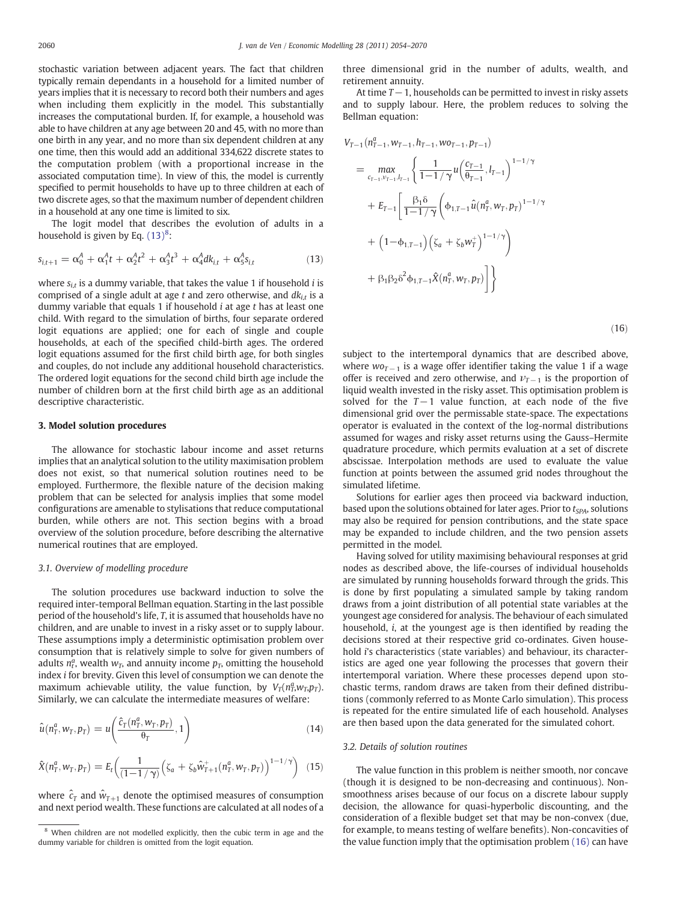stochastic variation between adjacent years. The fact that children typically remain dependants in a household for a limited number of years implies that it is necessary to record both their numbers and ages when including them explicitly in the model. This substantially increases the computational burden. If, for example, a household was able to have children at any age between 20 and 45, with no more than one birth in any year, and no more than six dependent children at any one time, then this would add an additional 334,622 discrete states to the computation problem (with a proportional increase in the associated computation time). In view of this, the model is currently specified to permit households to have up to three children at each of two discrete ages, so that the maximum number of dependent children in a household at any one time is limited to six.

The logit model that describes the evolution of adults in a household is given by Eq. (13)[8]:

$$s_{i,t+1} = \alpha_0^A + \alpha_1^A t + \alpha_2^A t^2 + \alpha_3^A t^3 + \alpha_4^A dk_{i,t} + \alpha_5^A s_{i,t} \tag{13}$$

where $s_{i,t}$ is a dummy variable, that takes the value 1 if household $i$ is comprised of a single adult at age $t$ and zero otherwise, and $dk_{i,t}$ is a dummy variable that equals 1 if household $i$ at age $t$ has at least one child. With regard to the simulation of births, four separate ordered logit equations are applied; one for each of single and couple households, at each of the specified child-birth ages. The ordered logit equations assumed for the first child birth age, for both singles and couples, do not include any additional household characteristics. The ordered logit equations for the second child birth age include the number of children born at the first child birth age as an additional descriptive characteristic.

## 3. Model solution procedures

The allowance for stochastic labour income and asset returns implies that an analytical solution to the utility maximisation problem does not exist, so that numerical solution routines need to be employed. Furthermore, the flexible nature of the decision making problem that can be selected for analysis implies that some model configurations are amenable to stylisations that reduce computational burden, while others are not. This section begins with a broad overview of the solution procedure, before describing the alternative numerical routines that are employed.

### 3.1. Overview of modelling procedure

The solution procedures use backward induction to solve the required inter-temporal Bellman equation. Starting in the last possible period of the household's life, $T$, it is assumed that households have no children, and are unable to invest in a risky asset or to supply labour. These assumptions imply a deterministic optimisation problem over consumption that is relatively simple to solve for given numbers of adults $n_t^a$, wealth $w_T$, and annuity income $p_T$, omitting the household index $i$ for brevity. Given this level of consumption we can denote the maximum achievable utility, the value function, by $V_T(n_T^a, w_T, p_T)$. Similarly, we can calculate the intermediate measures of welfare:

$$\hat{u}\left(n_T^a, w_T, p_T\right) = u\left(\frac{\hat{c}_T\left(n_T^a, w_T, p_T\right)}{\theta_T}, 1\right) \tag{14}$$

$$\hat{X}\left(n_T^a, w_T, p_T\right) = E_t\left(\frac{1}{(1-1/\gamma)}\left(\zeta_a + \zeta_b \hat{w}_{T+1}^{+}\left(n_T^a, w_T, p_T\right)\right)^{1-1/\gamma}\right) \tag{15}$$

where $\hat{c}_T$ and $\hat{w}_{T+1}$ denote the optimised measures of consumption and next period wealth. These functions are calculated at all nodes of a three dimensional grid in the number of adults, wealth, and retirement annuity.

At time $T-1$, households can be permitted to invest in risky assets and to supply labour. Here, the problem reduces to solving the Bellman equation:

$$\begin{aligned}
V_{T-1}&\left(n_{T-1}^a, w_{T-1}, h_{T-1}, wo_{T-1}, p_{T-1}\right) \\
&= \max_{c_{T-1}, \nu_{T-1}, l_{T-1}} \left\{ \frac{1}{1-1/\gamma} u\left(\frac{c_{T-1}}{\theta_{T-1}}, l_{T-1}\right)^{1-1/\gamma} \right. \\
&\quad + E_{T-1}\left[\frac{\beta_1 \delta}{1-1/\gamma}\left(\phi_{1,T-1}\hat{u}\left(n_T^a, w_T, p_T\right)^{1-1/\gamma} \right.\right. \\
&\quad \left. + \left(1-\phi_{1,T-1}\right)\left(\zeta_a + \zeta_b w_T^{+}\right)^{1-1/\gamma}\right) \\
&\quad \left.\left. + \beta_1 \beta_2 \delta^2 \phi_{1,T-1} \hat{X}\left(n_T^a, w_T, p_T\right)\right]\right\}
\end{aligned} \tag{16}$$

subject to the intertemporal dynamics that are described above, where $wo_{T-1}$ is a wage offer identifier taking the value 1 if a wage offer is received and zero otherwise, and $\nu_{T-1}$ is the proportion of liquid wealth invested in the risky asset. This optimisation problem is solved for the $T-1$ value function, at each node of the five dimensional grid over the permissable state-space. The expectations operator is evaluated in the context of the log-normal distributions assumed for wages and risky asset returns using the Gauss–Hermite quadrature procedure, which permits evaluation at a set of discrete abscissae. Interpolation methods are used to evaluate the value function at points between the assumed grid nodes throughout the simulated lifetime.

Solutions for earlier ages then proceed via backward induction, based upon the solutions obtained for later ages. Prior to $t_{SPA}$, solutions may also be required for pension contributions, and the state space may be expanded to include children, and the two pension assets permitted in the model.

Having solved for utility maximising behavioural responses at grid nodes as described above, the life-courses of individual households are simulated by running households forward through the grids. This is done by first populating a simulated sample by taking random draws from a joint distribution of all potential state variables at the youngest age considered for analysis. The behaviour of each simulated household, $i$, at the youngest age is then identified by reading the decisions stored at their respective grid co-ordinates. Given household $i$'s characteristics (state variables) and behaviour, its characteristics are aged one year following the processes that govern their intertemporal variation. Where these processes depend upon stochastic terms, random draws are taken from their defined distributions (commonly referred to as Monte Carlo simulation). This process is repeated for the entire simulated life of each household. Analyses are then based upon the data generated for the simulated cohort.

### 3.2. Details of solution routines

The value function in this problem is neither smooth, nor concave (though it is designed to be non-decreasing and continuous). Non-smoothness arises because of our focus on a discrete labour supply decision, the allowance for quasi-hyperbolic discounting, and the consideration of a flexible budget set that may be non-convex (due, for example, to means testing of welfare benefits). Non-concavities of the value function imply that the optimisation problem (16) can have

[8] When children are not modelled explicitly, then the cubic term in age and the dummy variable for children is omitted from the logit equation.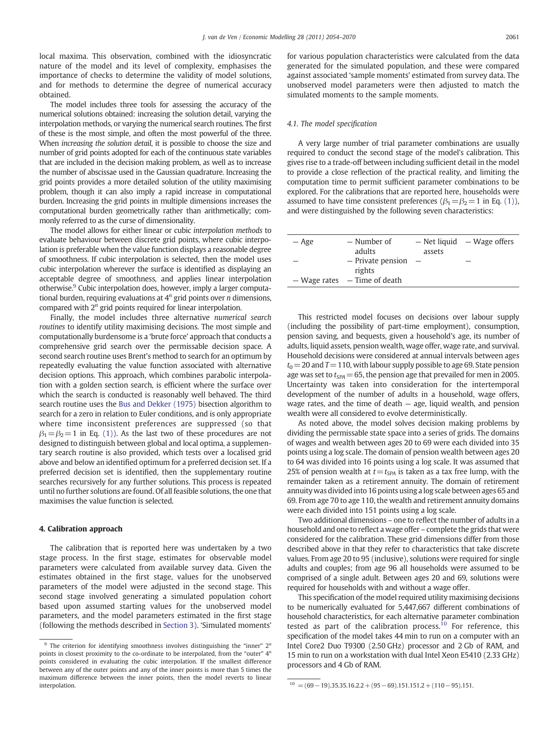local maxima. This observation, combined with the idiosyncratic nature of the model and its level of complexity, emphasises the importance of checks to determine the validity of model solutions, and for methods to determine the degree of numerical accuracy obtained.

The model includes three tools for assessing the accuracy of the numerical solutions obtained: increasing the solution detail, varying the interpolation methods, or varying the numerical search routines. The first of these is the most simple, and often the most powerful of the three. When *increasing the solution detail*, it is possible to choose the size and number of grid points adopted for each of the continuous state variables that are included in the decision making problem, as well as to increase the number of abscissae used in the Gaussian quadrature. Increasing the grid points provides a more detailed solution of the utility maximising problem, though it can also imply a rapid increase in computational burden. Increasing the grid points in multiple dimensions increases the computational burden geometrically rather than arithmetically; commonly referred to as the curse of dimensionality.

The model allows for either linear or cubic *interpolation methods* to evaluate behaviour between discrete grid points, where cubic interpolation is preferable when the value function displays a reasonable degree of smoothness. If cubic interpolation is selected, then the model uses cubic interpolation wherever the surface is identified as displaying an acceptable degree of smoothness, and applies linear interpolation otherwise.[9] Cubic interpolation does, however, imply a larger computational burden, requiring evaluations at $4^n$ grid points over $n$ dimensions, compared with $2^n$ grid points required for linear interpolation.

Finally, the model includes three alternative *numerical search routines* to identify utility maximising decisions. The most simple and computationally burdensome is a 'brute force' approach that conducts a comprehensive grid search over the permissable decision space. A second search routine uses Brent's method to search for an optimum by repeatedly evaluating the value function associated with alternative decision options. This approach, which combines parabolic interpolation with a golden section search, is efficient where the surface over which the search is conducted is reasonably well behaved. The third search routine uses the Bus and Dekker (1975) bisection algorithm to search for a zero in relation to Euler conditions, and is only appropriate where time inconsistent preferences are suppressed (so that $\beta_1 = \beta_2 = 1$ in Eq. (1)). As the last two of these procedures are not designed to distinguish between global and local optima, a supplementary search routine is also provided, which tests over a localised grid above and below an identified optimum for a preferred decision set. If a preferred decision set is identified, then the supplementary routine searches recursively for any further solutions. This process is repeated until no further solutions are found. Of all feasible solutions, the one that maximises the value function is selected.

## 4. Calibration approach

The calibration that is reported here was undertaken by a two stage process. In the first stage, estimates for observable model parameters were calculated from available survey data. Given the estimates obtained in the first stage, values for the unobserved parameters of the model were adjusted in the second stage. This second stage involved generating a simulated population cohort based upon assumed starting values for the unobserved model parameters, and the model parameters estimated in the first stage (following the methods described in Section 3). 'Simulated moments' for various population characteristics were calculated from the data generated for the simulated population, and these were compared against associated 'sample moments' estimated from survey data. The unobserved model parameters were then adjusted to match the simulated moments to the sample moments.

### 4.1. The model specification

A very large number of trial parameter combinations are usually required to conduct the second stage of the model's calibration. This gives rise to a trade-off between including sufficient detail in the model to provide a close reflection of the practical reality, and limiting the computation time to permit sufficient parameter combinations to be explored. For the calibrations that are reported here, households were assumed to have time consistent preferences ($\beta_1 = \beta_2 = 1$ in Eq. (1)), and were distinguished by the following seven characteristics:

| | | | |
|---|---|---|---|
| – Age | – Number of adults | – Net liquid assets | – Wage offers |
| – | – Private pension rights | – | – |
| – Wage rates | – Time of death | | |

This restricted model focuses on decisions over labour supply (including the possibility of part-time employment), consumption, pension saving, and bequests, given a household's age, its number of adults, liquid assets, pension wealth, wage offer, wage rate, and survival. Household decisions were considered at annual intervals between ages $t_0 = 20$ and $T = 110$, with labour supply possible to age 69. State pension age was set to $t_{SPA} = 65$, the pension age that prevailed for men in 2005. Uncertainty was taken into consideration for the intertemporal development of the number of adults in a household, wage offers, wage rates, and the time of death – age, liquid wealth, and pension wealth were all considered to evolve deterministically.

As noted above, the model solves decision making problems by dividing the permissable state space into a series of grids. The domains of wages and wealth between ages 20 to 69 were each divided into 35 points using a log scale. The domain of pension wealth between ages 20 to 64 was divided into 16 points using a log scale. It was assumed that 25% of pension wealth at $t = t_{SPA}$ is taken as a tax free lump, with the remainder taken as a retirement annuity. The domain of retirement annuity was divided into 16 points using a log scale between ages 65 and 69. From age 70 to age 110, the wealth and retirement annuity domains were each divided into 151 points using a log scale.

Two additional dimensions – one to reflect the number of adults in a household and one to reflect a wage offer – complete the grids that were considered for the calibration. These grid dimensions differ from those described above in that they refer to characteristics that take discrete values. From age 20 to 95 (inclusive), solutions were required for single adults and couples; from age 96 all households were assumed to be comprised of a single adult. Between ages 20 and 69, solutions were required for households with and without a wage offer.

This specification of the model required utility maximising decisions to be numerically evaluated for 5,447,667 different combinations of household characteristics, for each alternative parameter combination tested as part of the calibration process.[10] For reference, this specification of the model takes 44 min to run on a computer with an Intel Core2 Duo T9300 (2.50 GHz) processor and 2 Gb of RAM, and 15 min to run on a workstation with dual Intel Xeon E5410 (2.33 GHz) processors and 4 Gb of RAM.

---

[9] The criterion for identifying smoothness involves distinguishing the "inner" $2^n$ points in closest proximity to the co-ordinate to be interpolated, from the "outer" $4^n$ points considered in evaluating the cubic interpolation. If the smallest difference between any of the outer points and any of the inner points is more than 5 times the maximum difference between the inner points, then the model reverts to linear interpolation.

[10] $= (69 - 19).35.35.16.2.2 + (95 - 69).151.151.2 + (110 - 95).151.$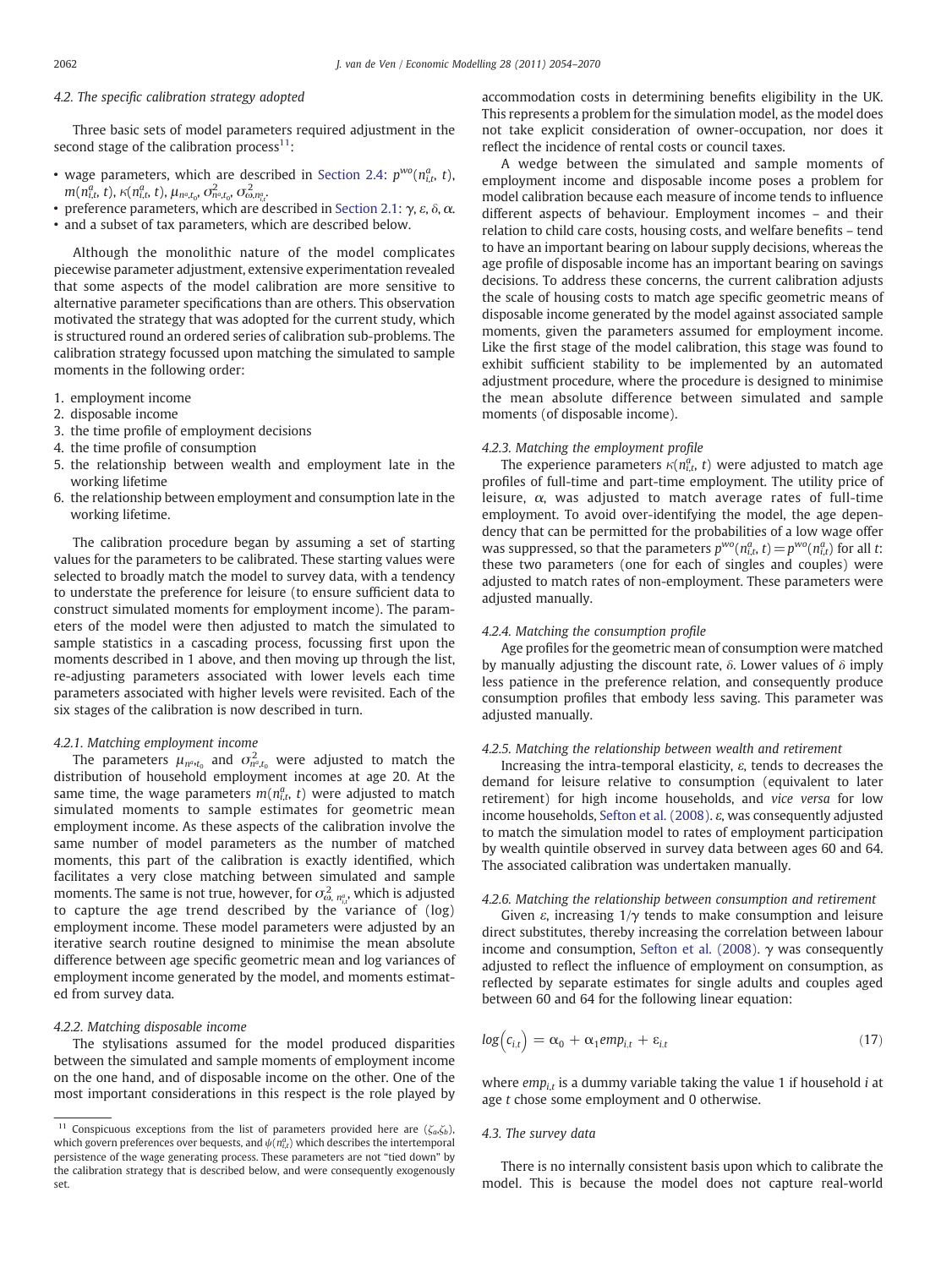### 4.2. The specific calibration strategy adopted

Three basic sets of model parameters required adjustment in the second stage of the calibration process[11]:

- wage parameters, which are described in Section 2.4: $p^{wo}(n^a_{i,t}, t)$, $m(n^a_{i,t}, t)$, $\kappa(n^a_{i,t}, t)$, $\mu_{n^a,t_0}$, $\sigma^2_{n^a,t_0}$, $\sigma^2_{\omega,n^a_{i,t}}$.
- preference parameters, which are described in Section 2.1: $\gamma$, $\varepsilon$, $\delta$, $\alpha$.
- and a subset of tax parameters, which are described below.

Although the monolithic nature of the model complicates piecewise parameter adjustment, extensive experimentation revealed that some aspects of the model calibration are more sensitive to alternative parameter specifications than are others. This observation motivated the strategy that was adopted for the current study, which is structured round an ordered series of calibration sub-problems. The calibration strategy focussed upon matching the simulated to sample moments in the following order:

1. employment income
2. disposable income
3. the time profile of employment decisions
4. the time profile of consumption
5. the relationship between wealth and employment late in the working lifetime
6. the relationship between employment and consumption late in the working lifetime.

The calibration procedure began by assuming a set of starting values for the parameters to be calibrated. These starting values were selected to broadly match the model to survey data, with a tendency to understate the preference for leisure (to ensure sufficient data to construct simulated moments for employment income). The parameters of the model were then adjusted to match the simulated to sample statistics in a cascading process, focussing first upon the moments described in 1 above, and then moving up through the list, re-adjusting parameters associated with lower levels each time parameters associated with higher levels were revisited. Each of the six stages of the calibration is now described in turn.

#### 4.2.1. Matching employment income

The parameters $\mu_{n^a,t_0}$ and $\sigma^2_{n^a,t_0}$ were adjusted to match the distribution of household employment incomes at age 20. At the same time, the wage parameters $m(n^a_{i,t}, t)$ were adjusted to match simulated moments to sample estimates for geometric mean employment income. As these aspects of the calibration involve the same number of model parameters as the number of matched moments, this part of the calibration is exactly identified, which facilitates a very close matching between simulated and sample moments. The same is not true, however, for $\sigma^2_{\omega,\, n^a_{i,t}}$, which is adjusted to capture the age trend described by the variance of (log) employment income. These model parameters were adjusted by an iterative search routine designed to minimise the mean absolute difference between age specific geometric mean and log variances of employment income generated by the model, and moments estimated from survey data.

#### 4.2.2. Matching disposable income

The stylisations assumed for the model produced disparities between the simulated and sample moments of employment income on the one hand, and of disposable income on the other. One of the most important considerations in this respect is the role played by accommodation costs in determining benefits eligibility in the UK. This represents a problem for the simulation model, as the model does not take explicit consideration of owner-occupation, nor does it reflect the incidence of rental costs or council taxes.

A wedge between the simulated and sample moments of employment income and disposable income poses a problem for model calibration because each measure of income tends to influence different aspects of behaviour. Employment incomes – and their relation to child care costs, housing costs, and welfare benefits – tend to have an important bearing on labour supply decisions, whereas the age profile of disposable income has an important bearing on savings decisions. To address these concerns, the current calibration adjusts the scale of housing costs to match age specific geometric means of disposable income generated by the model against associated sample moments, given the parameters assumed for employment income. Like the first stage of the model calibration, this stage was found to exhibit sufficient stability to be implemented by an automated adjustment procedure, where the procedure is designed to minimise the mean absolute difference between simulated and sample moments (of disposable income).

#### 4.2.3. Matching the employment profile

The experience parameters $\kappa(n^a_{i,t}, t)$ were adjusted to match age profiles of full-time and part-time employment. The utility price of leisure, $\alpha$, was adjusted to match average rates of full-time employment. To avoid over-identifying the model, the age dependency that can be permitted for the probabilities of a low wage offer was suppressed, so that the parameters $p^{wo}(n^a_{i,t}, t) = p^{wo}(n^a_{i,t})$ for all $t$: these two parameters (one for each of singles and couples) were adjusted to match rates of non-employment. These parameters were adjusted manually.

#### 4.2.4. Matching the consumption profile

Age profiles for the geometric mean of consumption were matched by manually adjusting the discount rate, $\delta$. Lower values of $\delta$ imply less patience in the preference relation, and consequently produce consumption profiles that embody less saving. This parameter was adjusted manually.

#### 4.2.5. Matching the relationship between wealth and retirement

Increasing the intra-temporal elasticity, $\varepsilon$, tends to decreases the demand for leisure relative to consumption (equivalent to later retirement) for high income households, and *vice versa* for low income households, Sefton et al. (2008). $\varepsilon$, was consequently adjusted to match the simulation model to rates of employment participation by wealth quintile observed in survey data between ages 60 and 64. The associated calibration was undertaken manually.

#### 4.2.6. Matching the relationship between consumption and retirement

Given $\varepsilon$, increasing $1/\gamma$ tends to make consumption and leisure direct substitutes, thereby increasing the correlation between labour income and consumption, Sefton et al. (2008). $\gamma$ was consequently adjusted to reflect the influence of employment on consumption, as reflected by separate estimates for single adults and couples aged between 60 and 64 for the following linear equation:

$$\log\left(c_{i,t}\right) = \alpha_0 + \alpha_1 emp_{i,t} + \varepsilon_{i,t} \tag{17}$$

where $emp_{i,t}$ is a dummy variable taking the value 1 if household $i$ at age $t$ chose some employment and 0 otherwise.

### 4.3. The survey data

There is no internally consistent basis upon which to calibrate the model. This is because the model does not capture real-world

[11] Conspicuous exceptions from the list of parameters provided here are $(\zeta_a, \zeta_b)$, which govern preferences over bequests, and $\psi(n^a_{i,t})$ which describes the intertemporal persistence of the wage generating process. These parameters are not "tied down" by the calibration strategy that is described below, and were consequently exogenously set.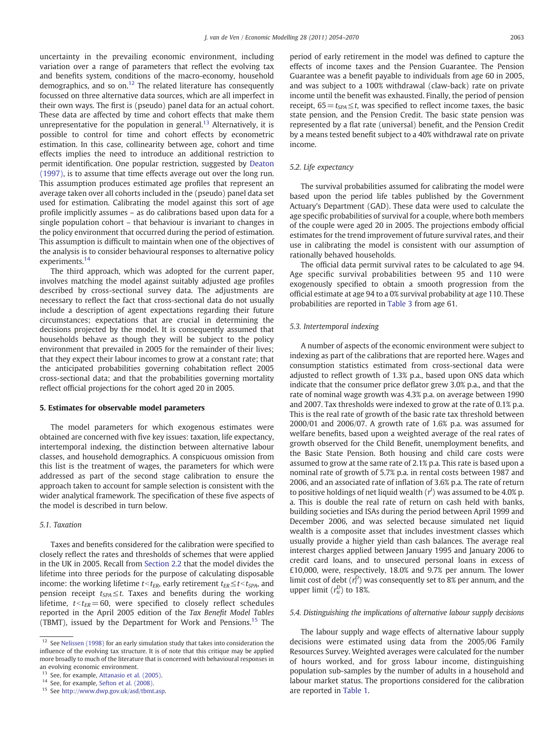uncertainty in the prevailing economic environment, including variation over a range of parameters that reflect the evolving tax and benefits system, conditions of the macro-economy, household demographics, and so on.[12] The related literature has consequently focussed on three alternative data sources, which are all imperfect in their own ways. The first is (pseudo) panel data for an actual cohort. These data are affected by time and cohort effects that make them unrepresentative for the population in general.[13] Alternatively, it is possible to control for time and cohort effects by econometric estimation. In this case, collinearity between age, cohort and time effects implies the need to introduce an additional restriction to permit identification. One popular restriction, suggested by Deaton (1997), is to assume that time effects average out over the long run. This assumption produces estimated age profiles that represent an average taken over all cohorts included in the (pseudo) panel data set used for estimation. Calibrating the model against this sort of age profile implicitly assumes – as do calibrations based upon data for a single population cohort – that behaviour is invariant to changes in the policy environment that occurred during the period of estimation. This assumption is difficult to maintain when one of the objectives of the analysis is to consider behavioural responses to alternative policy experiments.[14]

The third approach, which was adopted for the current paper, involves matching the model against suitably adjusted age profiles described by cross-sectional survey data. The adjustments are necessary to reflect the fact that cross-sectional data do not usually include a description of agent expectations regarding their future circumstances; expectations that are crucial in determining the decisions projected by the model. It is consequently assumed that households behave as though they will be subject to the policy environment that prevailed in 2005 for the remainder of their lives; that they expect their labour incomes to grow at a constant rate; that the anticipated probabilities governing cohabitation reflect 2005 cross-sectional data; and that the probabilities governing mortality reflect official projections for the cohort aged 20 in 2005.

## 5. Estimates for observable model parameters

The model parameters for which exogenous estimates were obtained are concerned with five key issues: taxation, life expectancy, intertemporal indexing, the distinction between alternative labour classes, and household demographics. A conspicuous omission from this list is the treatment of wages, the parameters for which were addressed as part of the second stage calibration to ensure the approach taken to account for sample selection is consistent with the wider analytical framework. The specification of these five aspects of the model is described in turn below.

### 5.1. Taxation

Taxes and benefits considered for the calibration were specified to closely reflect the rates and thresholds of schemes that were applied in the UK in 2005. Recall from Section 2.2 that the model divides the lifetime into three periods for the purpose of calculating disposable income: the working lifetime $t<t_{ER}$, early retirement $t_{ER}\leq t<t_{SPA}$, and pension receipt $t_{SPA}\leq t$. Taxes and benefits during the working lifetime, $t<t_{ER}=60$, were specified to closely reflect schedules reported in the April 2005 edition of the *Tax Benefit Model Tables* (TBMT), issued by the Department for Work and Pensions.[15] The period of early retirement in the model was defined to capture the effects of income taxes and the Pension Guarantee. The Pension Guarantee was a benefit payable to individuals from age 60 in 2005, and was subject to a 100% withdrawal (claw-back) rate on private income until the benefit was exhausted. Finally, the period of pension receipt, $65=t_{SPA}\leq t$, was specified to reflect income taxes, the basic state pension, and the Pension Credit. The basic state pension was represented by a flat rate (universal) benefit, and the Pension Credit by a means tested benefit subject to a 40% withdrawal rate on private income.

### 5.2. Life expectancy

The survival probabilities assumed for calibrating the model were based upon the period life tables published by the Government Actuary's Department (GAD). These data were used to calculate the age specific probabilities of survival for a couple, where both members of the couple were aged 20 in 2005. The projections embody official estimates for the trend improvement of future survival rates, and their use in calibrating the model is consistent with our assumption of rationally behaved households.

The official data permit survival rates to be calculated to age 94. Age specific survival probabilities between 95 and 110 were exogenously specified to obtain a smooth progression from the official estimate at age 94 to a 0% survival probability at age 110. These probabilities are reported in Table 3 from age 61.

### 5.3. Intertemporal indexing

A number of aspects of the economic environment were subject to indexing as part of the calibrations that are reported here. Wages and consumption statistics estimated from cross-sectional data were adjusted to reflect growth of 1.3% p.a., based upon ONS data which indicate that the consumer price deflator grew 3.0% p.a., and that the rate of nominal wage growth was 4.3% p.a. on average between 1990 and 2007. Tax thresholds were indexed to grow at the rate of 0.1% p.a. This is the real rate of growth of the basic rate tax threshold between 2000/01 and 2006/07. A growth rate of 1.6% p.a. was assumed for welfare benefits, based upon a weighted average of the real rates of growth observed for the Child Benefit, unemployment benefits, and the Basic State Pension. Both housing and child care costs were assumed to grow at the same rate of 2.1% p.a. This rate is based upon a nominal rate of growth of 5.7% p.a. in rental costs between 1987 and 2006, and an associated rate of inflation of 3.6% p.a. The rate of return to positive holdings of net liquid wealth ($r^l$) was assumed to be 4.0% p.a. This is double the real rate of return on cash held with banks, building societies and ISAs during the period between April 1999 and December 2006, and was selected because simulated net liquid wealth is a composite asset that includes investment classes which usually provide a higher yield than cash balances. The average real interest charges applied between January 1995 and January 2006 to credit card loans, and to unsecured personal loans in excess of £10,000, were, respectively, 18.0% and 9.7% per annum. The lower limit cost of debt ($r_l^D$) was consequently set to 8% per annum, and the upper limit ($r_u^D$) to 18%.

### 5.4. Distinguishing the implications of alternative labour supply decisions

The labour supply and wage effects of alternative labour supply decisions were estimated using data from the 2005/06 Family Resources Survey. Weighted averages were calculated for the number of hours worked, and for gross labour income, distinguishing population sub-samples by the number of adults in a household and labour market status. The proportions considered for the calibration are reported in Table 1.

---

[12] See Nelissen (1998) for an early simulation study that takes into consideration the influence of the evolving tax structure. It is of note that this critique may be applied more broadly to much of the literature that is concerned with behavioural responses in an evolving economic environment.

[13] See, for example, Attanasio et al. (2005).

[14] See, for example, Sefton et al. (2008).

[15] See http://www.dwp.gov.uk/asd/tbmt.asp.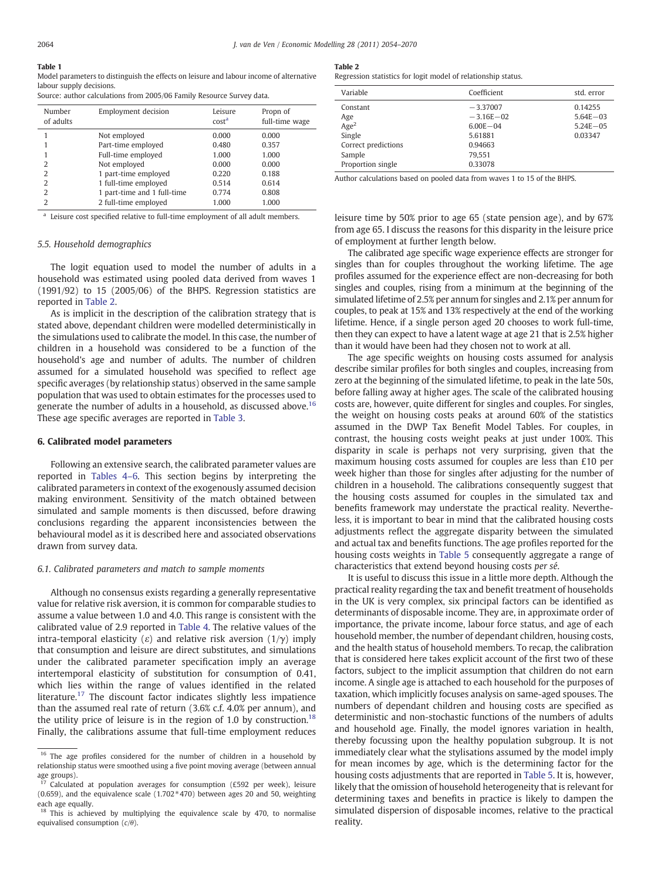**Table 1**
Model parameters to distinguish the effects on leisure and labour income of alternative labour supply decisions.
Source: author calculations from 2005/06 Family Resource Survey data.

| Number of adults | Employment decision | Leisure cost[a] | Propn of full-time wage |
|---|---|---|---|
| 1 | Not employed | 0.000 | 0.000 |
| 1 | Part-time employed | 0.480 | 0.357 |
| 1 | Full-time employed | 1.000 | 1.000 |
| 2 | Not employed | 0.000 | 0.000 |
| 2 | 1 part-time employed | 0.220 | 0.188 |
| 2 | 1 full-time employed | 0.514 | 0.614 |
| 2 | 1 part-time and 1 full-time | 0.774 | 0.808 |
| 2 | 2 full-time employed | 1.000 | 1.000 |

[a] Leisure cost specified relative to full-time employment of all adult members.

### 5.5. Household demographics

The logit equation used to model the number of adults in a household was estimated using pooled data derived from waves 1 (1991/92) to 15 (2005/06) of the BHPS. Regression statistics are reported in Table 2.

As is implicit in the description of the calibration strategy that is stated above, dependant children were modelled deterministically in the simulations used to calibrate the model. In this case, the number of children in a household was considered to be a function of the household's age and number of adults. The number of children assumed for a simulated household was specified to reflect age specific averages (by relationship status) observed in the same sample population that was used to obtain estimates for the processes used to generate the number of adults in a household, as discussed above.[16] These age specific averages are reported in Table 3.

## 6. Calibrated model parameters

Following an extensive search, the calibrated parameter values are reported in Tables 4–6. This section begins by interpreting the calibrated parameters in context of the exogenously assumed decision making environment. Sensitivity of the match obtained between simulated and sample moments is then discussed, before drawing conclusions regarding the apparent inconsistencies between the behavioural model as it is described here and associated observations drawn from survey data.

### 6.1. Calibrated parameters and match to sample moments

Although no consensus exists regarding a generally representative value for relative risk aversion, it is common for comparable studies to assume a value between 1.0 and 4.0. This range is consistent with the calibrated value of 2.9 reported in Table 4. The relative values of the intra-temporal elasticity ($\varepsilon$) and relative risk aversion ($1/\gamma$) imply that consumption and leisure are direct substitutes, and simulations under the calibrated parameter specification imply an average intertemporal elasticity of substitution for consumption of 0.41, which lies within the range of values identified in the related literature.[17] The discount factor indicates slightly less impatience than the assumed real rate of return (3.6% c.f. 4.0% per annum), and the utility price of leisure is in the region of 1.0 by construction.[18] Finally, the calibrations assume that full-time employment reduces

**Table 2**
Regression statistics for logit model of relationship status.

| Variable | Coefficient | std. error |
|---|---|---|
| Constant | −3.37007 | 0.14255 |
| Age | −3.16E−02 | 5.64E−03 |
| Age$^2$ | 6.00E−04 | 5.24E−05 |
| Single | 5.61881 | 0.03347 |
| Correct predictions | 0.94663 | |
| Sample | 79,551 | |
| Proportion single | 0.33078 | |

Author calculations based on pooled data from waves 1 to 15 of the BHPS.

leisure time by 50% prior to age 65 (state pension age), and by 67% from age 65. I discuss the reasons for this disparity in the leisure price of employment at further length below.

The calibrated age specific wage experience effects are stronger for singles than for couples throughout the working lifetime. The age profiles assumed for the experience effect are non-decreasing for both singles and couples, rising from a minimum at the beginning of the simulated lifetime of 2.5% per annum for singles and 2.1% per annum for couples, to peak at 15% and 13% respectively at the end of the working lifetime. Hence, if a single person aged 20 chooses to work full-time, then they can expect to have a latent wage at age 21 that is 2.5% higher than it would have been had they chosen not to work at all.

The age specific weights on housing costs assumed for analysis describe similar profiles for both singles and couples, increasing from zero at the beginning of the simulated lifetime, to peak in the late 50s, before falling away at higher ages. The scale of the calibrated housing costs are, however, quite different for singles and couples. For singles, the weight on housing costs peaks at around 60% of the statistics assumed in the DWP Tax Benefit Model Tables. For couples, in contrast, the housing costs weight peaks at just under 100%. This disparity in scale is perhaps not very surprising, given that the maximum housing costs assumed for couples are less than £10 per week higher than those for singles after adjusting for the number of children in a household. The calibrations consequently suggest that the housing costs assumed for couples in the simulated tax and benefits framework may understate the practical reality. Nevertheless, it is important to bear in mind that the calibrated housing costs adjustments reflect the aggregate disparity between the simulated and actual tax and benefits functions. The age profiles reported for the housing costs weights in Table 5 consequently aggregate a range of characteristics that extend beyond housing costs *per sé*.

It is useful to discuss this issue in a little more depth. Although the practical reality regarding the tax and benefit treatment of households in the UK is very complex, six principal factors can be identified as determinants of disposable income. They are, in approximate order of importance, the private income, labour force status, and age of each household member, the number of dependant children, housing costs, and the health status of household members. To recap, the calibration that is considered here takes explicit account of the first two of these factors, subject to the implicit assumption that children do not earn income. A single age is attached to each household for the purposes of taxation, which implicitly focuses analysis on same-aged spouses. The numbers of dependant children and housing costs are specified as deterministic and non-stochastic functions of the numbers of adults and household age. Finally, the model ignores variation in health, thereby focussing upon the healthy population subgroup. It is not immediately clear what the stylisations assumed by the model imply for mean incomes by age, which is the determining factor for the housing costs adjustments that are reported in Table 5. It is, however, likely that the omission of household heterogeneity that is relevant for determining taxes and benefits in practice is likely to dampen the simulated dispersion of disposable incomes, relative to the practical reality.

---

[16] The age profiles considered for the number of children in a household by relationship status were smoothed using a five point moving average (between annual age groups).

[17] Calculated at population averages for consumption (£592 per week), leisure (0.659), and the equivalence scale (1.702*470) between ages 20 and 50, weighting each age equally.

[18] This is achieved by multiplying the equivalence scale by 470, to normalise equivalised consumption ($c/\theta$).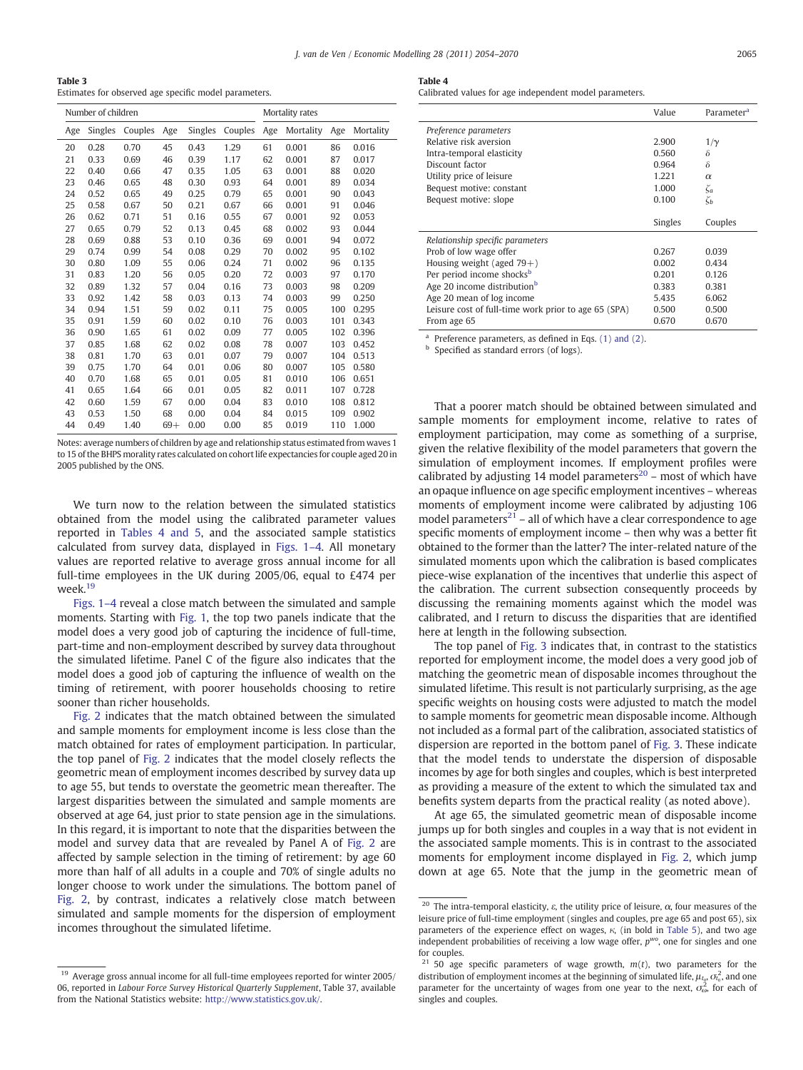**Table 3**
Estimates for observed age specific model parameters.

| Number of children | | | | | | Mortality rates | | | |
|---|---|---|---|---|---|---|---|---|---|
| Age | Singles | Couples | Age | Singles | Couples | Age | Mortality | Age | Mortality |
| 20 | 0.28 | 0.70 | 45 | 0.43 | 1.29 | 61 | 0.001 | 86 | 0.016 |
| 21 | 0.33 | 0.69 | 46 | 0.39 | 1.17 | 62 | 0.001 | 87 | 0.017 |
| 22 | 0.40 | 0.66 | 47 | 0.35 | 1.05 | 63 | 0.001 | 88 | 0.020 |
| 23 | 0.46 | 0.65 | 48 | 0.30 | 0.93 | 64 | 0.001 | 89 | 0.034 |
| 24 | 0.52 | 0.65 | 49 | 0.25 | 0.79 | 65 | 0.001 | 90 | 0.043 |
| 25 | 0.58 | 0.67 | 50 | 0.21 | 0.67 | 66 | 0.001 | 91 | 0.046 |
| 26 | 0.62 | 0.71 | 51 | 0.16 | 0.55 | 67 | 0.001 | 92 | 0.053 |
| 27 | 0.65 | 0.79 | 52 | 0.13 | 0.45 | 68 | 0.002 | 93 | 0.044 |
| 28 | 0.69 | 0.88 | 53 | 0.10 | 0.36 | 69 | 0.001 | 94 | 0.072 |
| 29 | 0.74 | 0.99 | 54 | 0.08 | 0.29 | 70 | 0.002 | 95 | 0.102 |
| 30 | 0.80 | 1.09 | 55 | 0.06 | 0.24 | 71 | 0.002 | 96 | 0.135 |
| 31 | 0.83 | 1.20 | 56 | 0.05 | 0.20 | 72 | 0.003 | 97 | 0.170 |
| 32 | 0.89 | 1.32 | 57 | 0.04 | 0.16 | 73 | 0.003 | 98 | 0.209 |
| 33 | 0.92 | 1.42 | 58 | 0.03 | 0.13 | 74 | 0.003 | 99 | 0.250 |
| 34 | 0.94 | 1.51 | 59 | 0.02 | 0.11 | 75 | 0.005 | 100 | 0.295 |
| 35 | 0.91 | 1.59 | 60 | 0.02 | 0.10 | 76 | 0.003 | 101 | 0.343 |
| 36 | 0.90 | 1.65 | 61 | 0.02 | 0.09 | 77 | 0.005 | 102 | 0.396 |
| 37 | 0.85 | 1.68 | 62 | 0.02 | 0.08 | 78 | 0.007 | 103 | 0.452 |
| 38 | 0.81 | 1.70 | 63 | 0.01 | 0.07 | 79 | 0.007 | 104 | 0.513 |
| 39 | 0.75 | 1.70 | 64 | 0.01 | 0.06 | 80 | 0.007 | 105 | 0.580 |
| 40 | 0.70 | 1.68 | 65 | 0.01 | 0.05 | 81 | 0.010 | 106 | 0.651 |
| 41 | 0.65 | 1.64 | 66 | 0.01 | 0.05 | 82 | 0.011 | 107 | 0.728 |
| 42 | 0.60 | 1.59 | 67 | 0.00 | 0.04 | 83 | 0.010 | 108 | 0.812 |
| 43 | 0.53 | 1.50 | 68 | 0.00 | 0.04 | 84 | 0.015 | 109 | 0.902 |
| 44 | 0.49 | 1.40 | 69+ | 0.00 | 0.00 | 85 | 0.019 | 110 | 1.000 |

Notes: average numbers of children by age and relationship status estimated from waves 1 to 15 of the BHPS morality rates calculated on cohort life expectancies for couple aged 20 in 2005 published by the ONS.

**Table 4**
Calibrated values for age independent model parameters.

| | Value | Parameter[a] |
|---|---|---|
| *Preference parameters* | | |
| Relative risk aversion | 2.900 | $1/\gamma$ |
| Intra-temporal elasticity | 0.560 | $\delta$ |
| Discount factor | 0.964 | $\delta$ |
| Utility price of leisure | 1.221 | $\alpha$ |
| Bequest motive: constant | 1.000 | $\zeta_a$ |
| Bequest motive: slope | 0.100 | $\zeta_b$ |
| | Singles | Couples |
| *Relationship specific parameters* | | |
| Prob of low wage offer | 0.267 | 0.039 |
| Housing weight (aged 79+) | 0.002 | 0.434 |
| Per period income shocks[b] | 0.201 | 0.126 |
| Age 20 income distribution[b] | 0.383 | 0.381 |
| Age 20 mean of log income | 5.435 | 6.062 |
| Leisure cost of full-time work prior to age 65 (SPA) | 0.500 | 0.500 |
| From age 65 | 0.670 | 0.670 |

[a] Preference parameters, as defined in Eqs. (1) and (2).
[b] Specified as standard errors (of logs).

We turn now to the relation between the simulated statistics obtained from the model using the calibrated parameter values reported in Tables 4 and 5, and the associated sample statistics calculated from survey data, displayed in Figs. 1–4. All monetary values are reported relative to average gross annual income for all full-time employees in the UK during 2005/06, equal to £474 per week.[19]

Figs. 1–4 reveal a close match between the simulated and sample moments. Starting with Fig. 1, the top two panels indicate that the model does a very good job of capturing the incidence of full-time, part-time and non-employment described by survey data throughout the simulated lifetime. Panel C of the figure also indicates that the model does a good job of capturing the influence of wealth on the timing of retirement, with poorer households choosing to retire sooner than richer households.

Fig. 2 indicates that the match obtained between the simulated and sample moments for employment income is less close than the match obtained for rates of employment participation. In particular, the top panel of Fig. 2 indicates that the model closely reflects the geometric mean of employment incomes described by survey data up to age 55, but tends to overstate the geometric mean thereafter. The largest disparities between the simulated and sample moments are observed at age 64, just prior to state pension age in the simulations. In this regard, it is important to note that the disparities between the model and survey data that are revealed by Panel A of Fig. 2 are affected by sample selection in the timing of retirement: by age 60 more than half of all adults in a couple and 70% of single adults no longer choose to work under the simulations. The bottom panel of Fig. 2, by contrast, indicates a relatively close match between simulated and sample moments for the dispersion of employment incomes throughout the simulated lifetime.

That a poorer match should be obtained between simulated and sample moments for employment income, relative to rates of employment participation, may come as something of a surprise, given the relative flexibility of the model parameters that govern the simulation of employment incomes. If employment profiles were calibrated by adjusting 14 model parameters[20] – most of which have an opaque influence on age specific employment incentives – whereas moments of employment income were calibrated by adjusting 106 model parameters[21] – all of which have a clear correspondence to age specific moments of employment income – then why was a better fit obtained to the former than the latter? The inter-related nature of the simulated moments upon which the calibration is based complicates piece-wise explanation of the incentives that underlie this aspect of the calibration. The current subsection consequently proceeds by discussing the remaining moments against which the model was calibrated, and I return to discuss the disparities that are identified here at length in the following subsection.

The top panel of Fig. 3 indicates that, in contrast to the statistics reported for employment income, the model does a very good job of matching the geometric mean of disposable incomes throughout the simulated lifetime. This result is not particularly surprising, as the age specific weights on housing costs were adjusted to match the model to sample moments for geometric mean disposable income. Although not included as a formal part of the calibration, associated statistics of dispersion are reported in the bottom panel of Fig. 3. These indicate that the model tends to understate the dispersion of disposable incomes by age for both singles and couples, which is best interpreted as providing a measure of the extent to which the simulated tax and benefits system departs from the practical reality (as noted above).

At age 65, the simulated geometric mean of disposable income jumps up for both singles and couples in a way that is not evident in the associated sample moments. This is in contrast to the associated moments for employment income displayed in Fig. 2, which jump down at age 65. Note that the jump in the geometric mean of

[19] Average gross annual income for all full-time employees reported for winter 2005/06, reported in *Labour Force Survey Historical Quarterly Supplement*, Table 37, available from the National Statistics website: http://www.statistics.gov.uk/.

[20] The intra-temporal elasticity, $\varepsilon$, the utility price of leisure, $\alpha$, four measures of the leisure price of full-time employment (singles and couples, pre age 65 and post 65), six parameters of the experience effect on wages, $\kappa$, (in bold in Table 5), and two age independent probabilities of receiving a low wage offer, $p^{wo}$, one for singles and one for couples.

[21] 50 age specific parameters of wage growth, $m(t)$, two parameters for the distribution of employment incomes at the beginning of simulated life, $\mu_{t_0}$, $\sigma^2_{t_0}$, and one parameter for the uncertainty of wages from one year to the next, $\sigma^2_{\omega}$, for each of singles and couples.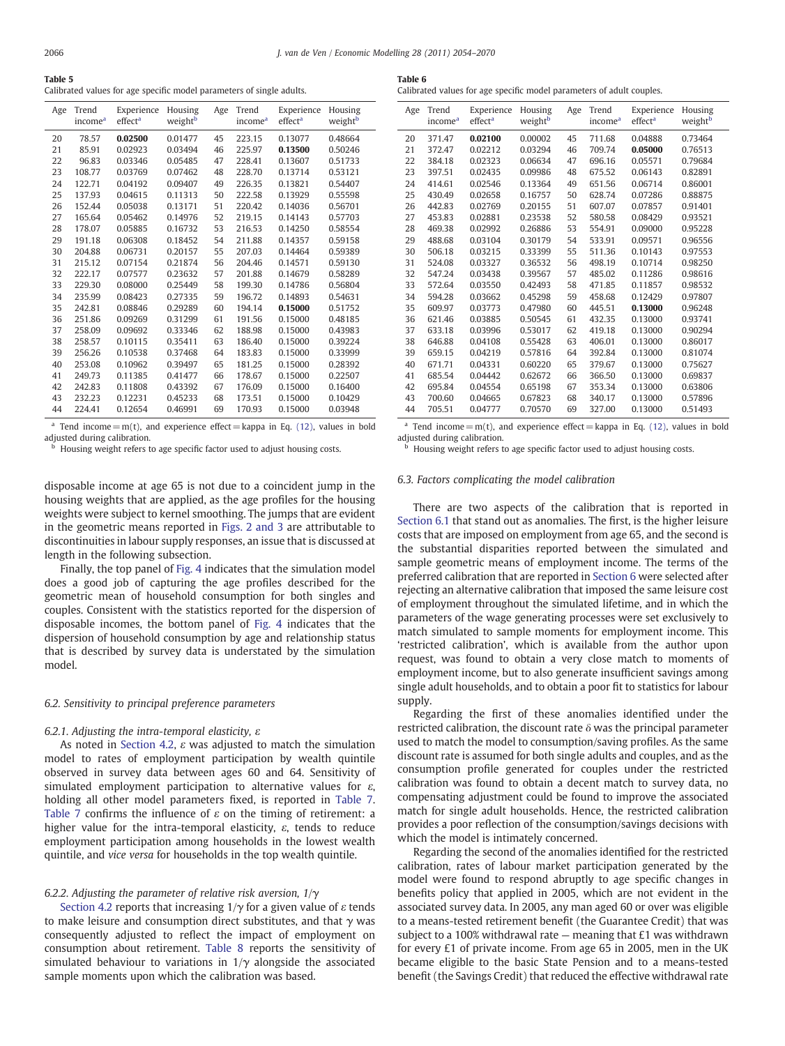**Table 5**
Calibrated values for age specific model parameters of single adults.

| Age | Trend income[a] | Experience effect[a] | Housing weight[b] | Age | Trend income[a] | Experience effect[a] | Housing weight[b] |
|---|---|---|---|---|---|---|---|
| 20 | 78.57 | **0.02500** | 0.01477 | 45 | 223.15 | 0.13077 | 0.48664 |
| 21 | 85.91 | 0.02923 | 0.03494 | 46 | 225.97 | **0.13500** | 0.50246 |
| 22 | 96.83 | 0.03346 | 0.05485 | 47 | 228.41 | 0.13607 | 0.51733 |
| 23 | 108.77 | 0.03769 | 0.07462 | 48 | 228.70 | 0.13714 | 0.53121 |
| 24 | 122.71 | 0.04192 | 0.09407 | 49 | 226.35 | 0.13821 | 0.54407 |
| 25 | 137.93 | 0.04615 | 0.11313 | 50 | 222.58 | 0.13929 | 0.55598 |
| 26 | 152.44 | 0.05038 | 0.13171 | 51 | 220.42 | 0.14036 | 0.56701 |
| 27 | 165.64 | 0.05462 | 0.14976 | 52 | 219.15 | 0.14143 | 0.57703 |
| 28 | 178.07 | 0.05885 | 0.16732 | 53 | 216.53 | 0.14250 | 0.58554 |
| 29 | 191.18 | 0.06308 | 0.18452 | 54 | 211.88 | 0.14357 | 0.59158 |
| 30 | 204.88 | 0.06731 | 0.20157 | 55 | 207.03 | 0.14464 | 0.59389 |
| 31 | 215.12 | 0.07154 | 0.21874 | 56 | 204.46 | 0.14571 | 0.59130 |
| 32 | 222.17 | 0.07577 | 0.23632 | 57 | 201.88 | 0.14679 | 0.58289 |
| 33 | 229.30 | 0.08000 | 0.25449 | 58 | 199.30 | 0.14786 | 0.56804 |
| 34 | 235.99 | 0.08423 | 0.27335 | 59 | 196.72 | 0.14893 | 0.54631 |
| 35 | 242.81 | 0.08846 | 0.29289 | 60 | 194.14 | **0.15000** | 0.51752 |
| 36 | 251.86 | 0.09269 | 0.31299 | 61 | 191.56 | 0.15000 | 0.48185 |
| 37 | 258.09 | 0.09692 | 0.33346 | 62 | 188.98 | 0.15000 | 0.43983 |
| 38 | 258.57 | 0.10115 | 0.35411 | 63 | 186.40 | 0.15000 | 0.39224 |
| 39 | 256.26 | 0.10538 | 0.37468 | 64 | 183.83 | 0.15000 | 0.33999 |
| 40 | 253.08 | 0.10962 | 0.39497 | 65 | 181.25 | 0.15000 | 0.28392 |
| 41 | 249.73 | 0.11385 | 0.41477 | 66 | 178.67 | 0.15000 | 0.22507 |
| 42 | 242.83 | 0.11808 | 0.43392 | 67 | 176.09 | 0.15000 | 0.16400 |
| 43 | 232.23 | 0.12231 | 0.45233 | 68 | 173.51 | 0.15000 | 0.10429 |
| 44 | 224.41 | 0.12654 | 0.46991 | 69 | 170.93 | 0.15000 | 0.03948 |

[a] Tend income = m(t), and experience effect = kappa in Eq. (12), values in bold adjusted during calibration.
[b] Housing weight refers to age specific factor used to adjust housing costs.

**Table 6**
Calibrated values for age specific model parameters of adult couples.

| Age | Trend income[a] | Experience effect[a] | Housing weight[b] | Age | Trend income[a] | Experience effect[a] | Housing weight[b] |
|---|---|---|---|---|---|---|---|
| 20 | 371.47 | **0.02100** | 0.00002 | 45 | 711.68 | 0.04888 | 0.73464 |
| 21 | 372.47 | 0.02212 | 0.03294 | 46 | 709.74 | **0.05000** | 0.76513 |
| 22 | 384.18 | 0.02323 | 0.06634 | 47 | 696.16 | 0.05571 | 0.79684 |
| 23 | 397.51 | 0.02435 | 0.09986 | 48 | 675.52 | 0.06143 | 0.82891 |
| 24 | 414.61 | 0.02546 | 0.13364 | 49 | 651.56 | 0.06714 | 0.86001 |
| 25 | 430.49 | 0.02658 | 0.16757 | 50 | 628.74 | 0.07286 | 0.88875 |
| 26 | 442.83 | 0.02769 | 0.20155 | 51 | 607.07 | 0.07857 | 0.91401 |
| 27 | 453.83 | 0.02881 | 0.23538 | 52 | 580.58 | 0.08429 | 0.93521 |
| 28 | 469.38 | 0.02992 | 0.26886 | 53 | 554.91 | 0.09000 | 0.95228 |
| 29 | 488.68 | 0.03104 | 0.30179 | 54 | 533.91 | 0.09571 | 0.96556 |
| 30 | 506.18 | 0.03215 | 0.33399 | 55 | 511.36 | 0.10143 | 0.97553 |
| 31 | 524.08 | 0.03327 | 0.36532 | 56 | 498.19 | 0.10714 | 0.98250 |
| 32 | 547.24 | 0.03438 | 0.39567 | 57 | 485.02 | 0.11286 | 0.98616 |
| 33 | 572.64 | 0.03550 | 0.42493 | 58 | 471.85 | 0.11857 | 0.98532 |
| 34 | 594.28 | 0.03662 | 0.45298 | 59 | 458.68 | 0.12429 | 0.97807 |
| 35 | 609.97 | 0.03773 | 0.47980 | 60 | 445.51 | **0.13000** | 0.96248 |
| 36 | 621.46 | 0.03885 | 0.50545 | 61 | 432.35 | 0.13000 | 0.93741 |
| 37 | 633.18 | 0.03996 | 0.53017 | 62 | 419.18 | 0.13000 | 0.90294 |
| 38 | 646.88 | 0.04108 | 0.55428 | 63 | 406.01 | 0.13000 | 0.86017 |
| 39 | 659.15 | 0.04219 | 0.57816 | 64 | 392.84 | 0.13000 | 0.81074 |
| 40 | 671.71 | 0.04331 | 0.60220 | 65 | 379.67 | 0.13000 | 0.75627 |
| 41 | 685.54 | 0.04442 | 0.62672 | 66 | 366.50 | 0.13000 | 0.69837 |
| 42 | 695.84 | 0.04554 | 0.65198 | 67 | 353.34 | 0.13000 | 0.63806 |
| 43 | 700.60 | 0.04665 | 0.67823 | 68 | 340.17 | 0.13000 | 0.57896 |
| 44 | 705.51 | 0.04777 | 0.70570 | 69 | 327.00 | 0.13000 | 0.51493 |

[a] Tend income = m(t), and experience effect = kappa in Eq. (12), values in bold adjusted during calibration.
[b] Housing weight refers to age specific factor used to adjust housing costs.

disposable income at age 65 is not due to a coincident jump in the housing weights that are applied, as the age profiles for the housing weights were subject to kernel smoothing. The jumps that are evident in the geometric means reported in Figs. 2 and 3 are attributable to discontinuities in labour supply responses, an issue that is discussed at length in the following subsection.

Finally, the top panel of Fig. 4 indicates that the simulation model does a good job of capturing the age profiles described for the geometric mean of household consumption for both singles and couples. Consistent with the statistics reported for the dispersion of disposable incomes, the bottom panel of Fig. 4 indicates that the dispersion of household consumption by age and relationship status that is described by survey data is understated by the simulation model.

### 6.2. Sensitivity to principal preference parameters

#### 6.2.1. Adjusting the intra-temporal elasticity, $\varepsilon$

As noted in Section 4.2, $\varepsilon$ was adjusted to match the simulation model to rates of employment participation by wealth quintile observed in survey data between ages 60 and 64. Sensitivity of simulated employment participation to alternative values for $\varepsilon$, holding all other model parameters fixed, is reported in Table 7. Table 7 confirms the influence of $\varepsilon$ on the timing of retirement: a higher value for the intra-temporal elasticity, $\varepsilon$, tends to reduce employment participation among households in the lowest wealth quintile, and *vice versa* for households in the top wealth quintile.

#### 6.2.2. Adjusting the parameter of relative risk aversion, $1/\gamma$

Section 4.2 reports that increasing $1/\gamma$ for a given value of $\varepsilon$ tends to make leisure and consumption direct substitutes, and that $\gamma$ was consequently adjusted to reflect the impact of employment on consumption about retirement. Table 8 reports the sensitivity of simulated behaviour to variations in $1/\gamma$ alongside the associated sample moments upon which the calibration was based.

### 6.3. Factors complicating the model calibration

There are two aspects of the calibration that is reported in Section 6.1 that stand out as anomalies. The first, is the higher leisure costs that are imposed on employment from age 65, and the second is the substantial disparities reported between the simulated and sample geometric means of employment income. The terms of the preferred calibration that are reported in Section 6 were selected after rejecting an alternative calibration that imposed the same leisure cost of employment throughout the simulated lifetime, and in which the parameters of the wage generating processes were set exclusively to match simulated to sample moments for employment income. This 'restricted calibration', which is available from the author upon request, was found to obtain a very close match to moments of employment income, but to also generate insufficient savings among single adult households, and to obtain a poor fit to statistics for labour supply.

Regarding the first of these anomalies identified under the restricted calibration, the discount rate $\delta$ was the principal parameter used to match the model to consumption/saving profiles. As the same discount rate is assumed for both single adults and couples, and as the consumption profile generated for couples under the restricted calibration was found to obtain a decent match to survey data, no compensating adjustment could be found to improve the associated match for single adult households. Hence, the restricted calibration provides a poor reflection of the consumption/savings decisions with which the model is intimately concerned.

Regarding the second of the anomalies identified for the restricted calibration, rates of labour market participation generated by the model were found to respond abruptly to age specific changes in benefits policy that applied in 2005, which are not evident in the associated survey data. In 2005, any man aged 60 or over was eligible to a means-tested retirement benefit (the Guarantee Credit) that was subject to a 100% withdrawal rate — meaning that £1 was withdrawn for every £1 of private income. From age 65 in 2005, men in the UK became eligible to the basic State Pension and to a means-tested benefit (the Savings Credit) that reduced the effective withdrawal rate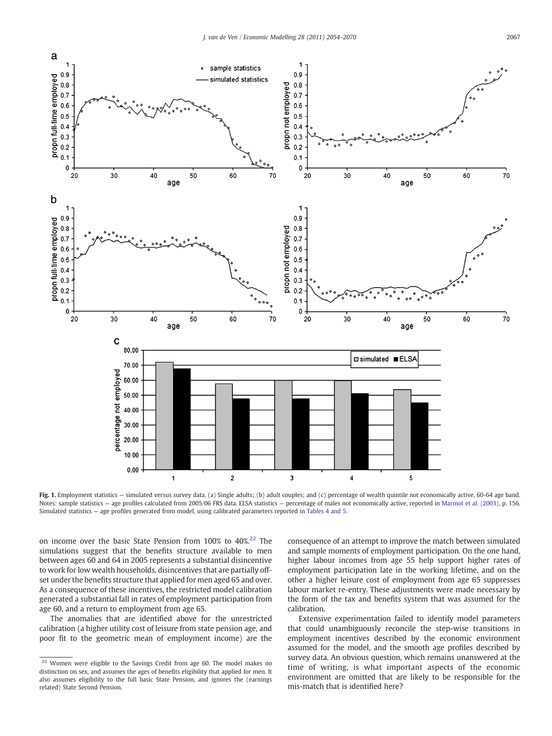**Fig. 1.** Employment statistics — simulated versus survey data. (a) Single adults; (b) adult couples; and (c) percentage of wealth quintile not economically active, 60-64 age band. Notes: sample statistics — age profiles calculated from 2005/06 FRS data. ELSA statistics — percentage of males not economically active, reported in Marmot et al. (2003), p. 156. Simulated statistics — age profiles generated from model, using calibrated parameters reported in Tables 4 and 5.

on income over the basic State Pension from 100% to 40%.[22] The simulations suggest that the benefits structure available to men between ages 60 and 64 in 2005 represents a substantial disincentive to work for low wealth households, disincentives that are partially offset under the benefits structure that applied for men aged 65 and over. As a consequence of these incentives, the restricted model calibration generated a substantial fall in rates of employment participation from age 60, and a return to employment from age 65.

The anomalies that are identified above for the unrestricted calibration (a higher utility cost of leisure from state pension age, and poor fit to the geometric mean of employment income) are the consequence of an attempt to improve the match between simulated and sample moments of employment participation. On the one hand, higher labour incomes from age 55 help support higher rates of employment participation late in the working lifetime, and on the other a higher leisure cost of employment from age 65 suppresses labour market re-entry. These adjustments were made necessary by the form of the tax and benefits system that was assumed for the calibration.

Extensive experimentation failed to identify model parameters that could unambiguously reconcile the step-wise transitions in employment incentives described by the economic environment assumed for the model, and the smooth age profiles described by survey data. An obvious question, which remains unanswered at the time of writing, is what important aspects of the economic environment are omitted that are likely to be responsible for the mis-match that is identified here?

[22] Women were eligible to the Savings Credit from age 60. The model makes no distinction on sex, and assumes the ages of benefits eligibility that applied for men. It also assumes eligibility to the full basic State Pension, and ignores the (earnings related) State Second Pension.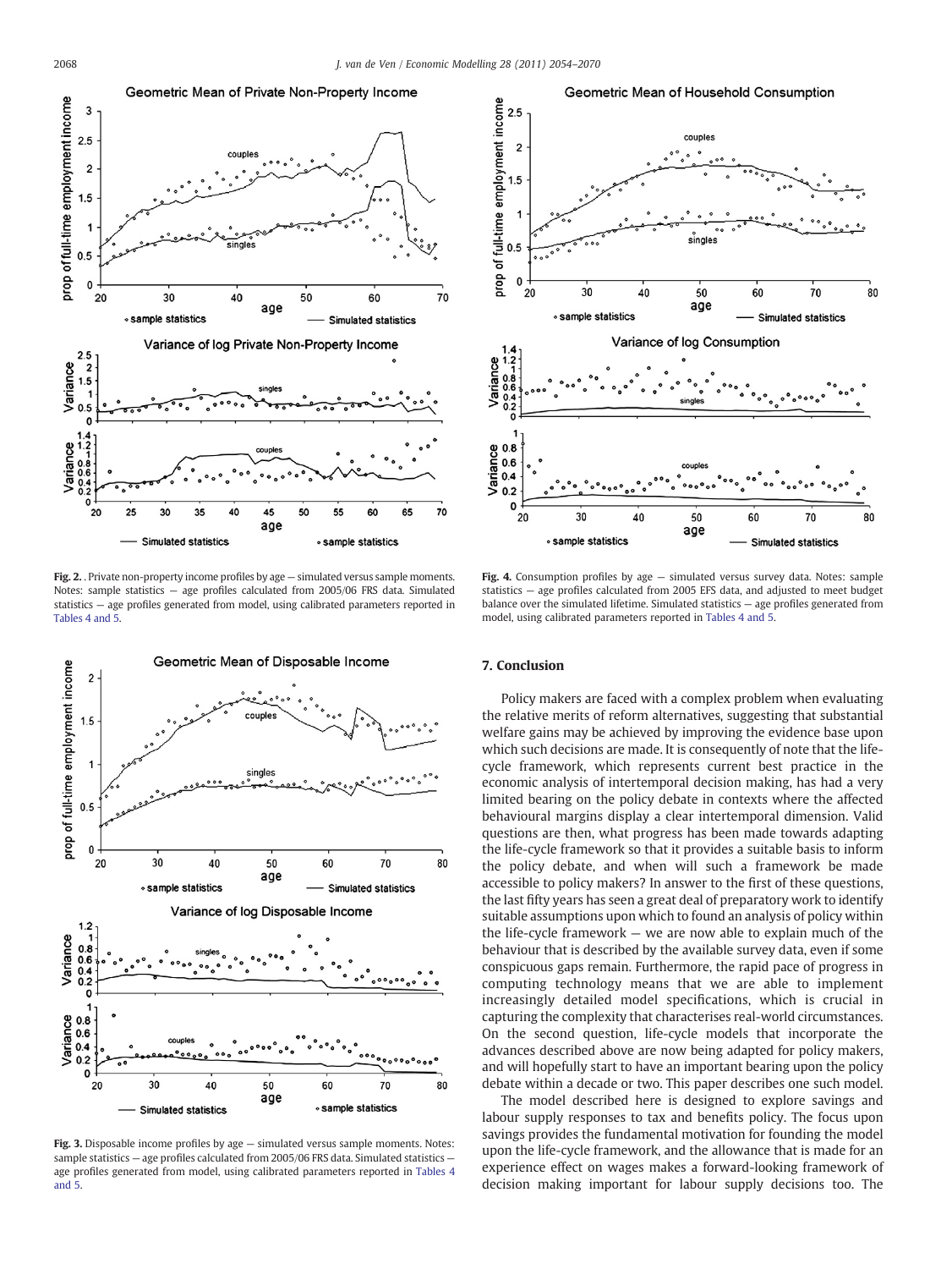**Fig. 2.** . Private non-property income profiles by age — simulated versus sample moments. Notes: sample statistics — age profiles calculated from 2005/06 FRS data. Simulated statistics — age profiles generated from model, using calibrated parameters reported in Tables 4 and 5.

**Fig. 3.** Disposable income profiles by age — simulated versus sample moments. Notes: sample statistics — age profiles calculated from 2005/06 FRS data. Simulated statistics — age profiles generated from model, using calibrated parameters reported in Tables 4 and 5.

**Fig. 4.** Consumption profiles by age — simulated versus survey data. Notes: sample statistics — age profiles calculated from 2005 EFS data, and adjusted to meet budget balance over the simulated lifetime. Simulated statistics — age profiles generated from model, using calibrated parameters reported in Tables 4 and 5.

## 7. Conclusion

Policy makers are faced with a complex problem when evaluating the relative merits of reform alternatives, suggesting that substantial welfare gains may be achieved by improving the evidence base upon which such decisions are made. It is consequently of note that the life-cycle framework, which represents current best practice in the economic analysis of intertemporal decision making, has had a very limited bearing on the policy debate in contexts where the affected behavioural margins display a clear intertemporal dimension. Valid questions are then, what progress has been made towards adapting the life-cycle framework so that it provides a suitable basis to inform the policy debate, and when will such a framework be made accessible to policy makers? In answer to the first of these questions, the last fifty years has seen a great deal of preparatory work to identify suitable assumptions upon which to found an analysis of policy within the life-cycle framework — we are now able to explain much of the behaviour that is described by the available survey data, even if some conspicuous gaps remain. Furthermore, the rapid pace of progress in computing technology means that we are able to implement increasingly detailed model specifications, which is crucial in capturing the complexity that characterises real-world circumstances. On the second question, life-cycle models that incorporate the advances described above are now being adapted for policy makers, and will hopefully start to have an important bearing upon the policy debate within a decade or two. This paper describes one such model.

The model described here is designed to explore savings and labour supply responses to tax and benefits policy. The focus upon savings provides the fundamental motivation for founding the model upon the life-cycle framework, and the allowance that is made for an experience effect on wages makes a forward-looking framework of decision making important for labour supply decisions too. The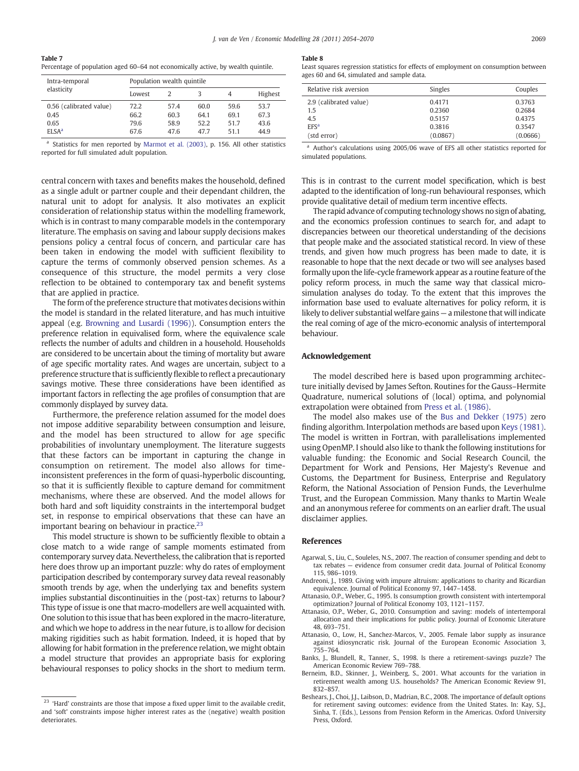**Table 7**
Percentage of population aged 60–64 not economically active, by wealth quintile.

| Intra-temporal elasticity | Population wealth quintile | | | | |
|---|---|---|---|---|---|
| | Lowest | 2 | 3 | 4 | Highest |
| 0.56 (calibrated value) | 72.2 | 57.4 | 60.0 | 59.6 | 53.7 |
| 0.45 | 66.2 | 60.3 | 64.1 | 69.1 | 67.3 |
| 0.65 | 79.6 | 58.9 | 52.2 | 51.7 | 43.6 |
| ELSA[a] | 67.6 | 47.6 | 47.7 | 51.1 | 44.9 |

[a] Statistics for men reported by Marmot et al. (2003), p. 156. All other statistics reported for full simulated adult population.

**Table 8**
Least squares regression statistics for effects of employment on consumption between ages 60 and 64, simulated and sample data.

| Relative risk aversion | Singles | Couples |
|---|---|---|
| 2.9 (calibrated value) | 0.4171 | 0.3763 |
| 1.5 | 0.2360 | 0.2684 |
| 4.5 | 0.5157 | 0.4375 |
| EFS[a] | 0.3816 | 0.3547 |
| (std error) | (0.0867) | (0.0666) |

[a] Author's calculations using 2005/06 wave of EFS all other statistics reported for simulated populations.

central concern with taxes and benefits makes the household, defined as a single adult or partner couple and their dependant children, the natural unit to adopt for analysis. It also motivates an explicit consideration of relationship status within the modelling framework, which is in contrast to many comparable models in the contemporary literature. The emphasis on saving and labour supply decisions makes pensions policy a central focus of concern, and particular care has been taken in endowing the model with sufficient flexibility to capture the terms of commonly observed pension schemes. As a consequence of this structure, the model permits a very close reflection to be obtained to contemporary tax and benefit systems that are applied in practice.

The form of the preference structure that motivates decisions within the model is standard in the related literature, and has much intuitive appeal (e.g. Browning and Lusardi (1996)). Consumption enters the preference relation in equivalised form, where the equivalence scale reflects the number of adults and children in a household. Households are considered to be uncertain about the timing of mortality but aware of age specific mortality rates. And wages are uncertain, subject to a preference structure that is sufficiently flexible to reflect a precautionary savings motive. These three considerations have been identified as important factors in reflecting the age profiles of consumption that are commonly displayed by survey data.

Furthermore, the preference relation assumed for the model does not impose additive separability between consumption and leisure, and the model has been structured to allow for age specific probabilities of involuntary unemployment. The literature suggests that these factors can be important in capturing the change in consumption on retirement. The model also allows for time-inconsistent preferences in the form of quasi-hyperbolic discounting, so that it is sufficiently flexible to capture demand for commitment mechanisms, where these are observed. And the model allows for both hard and soft liquidity constraints in the intertemporal budget set, in response to empirical observations that these can have an important bearing on behaviour in practice.[23]

This model structure is shown to be sufficiently flexible to obtain a close match to a wide range of sample moments estimated from contemporary survey data. Nevertheless, the calibration that is reported here does throw up an important puzzle: why do rates of employment participation described by contemporary survey data reveal reasonably smooth trends by age, when the underlying tax and benefits system implies substantial discontinuities in the (post-tax) returns to labour? This type of issue is one that macro-modellers are well acquainted with. One solution to this issue that has been explored in the macro-literature, and which we hope to address in the near future, is to allow for decision making rigidities such as habit formation. Indeed, it is hoped that by allowing for habit formation in the preference relation, we might obtain a model structure that provides an appropriate basis for exploring behavioural responses to policy shocks in the short to medium term. This is in contrast to the current model specification, which is best adapted to the identification of long-run behavioural responses, which provide qualitative detail of medium term incentive effects.

The rapid advance of computing technology shows no sign of abating, and the economics profession continues to search for, and adapt to discrepancies between our theoretical understanding of the decisions that people make and the associated statistical record. In view of these trends, and given how much progress has been made to date, it is reasonable to hope that the next decade or two will see analyses based formally upon the life-cycle framework appear as a routine feature of the policy reform process, in much the same way that classical micro-simulation analyses do today. To the extent that this improves the information base used to evaluate alternatives for policy reform, it is likely to deliver substantial welfare gains — a milestone that will indicate the real coming of age of the micro-economic analysis of intertemporal behaviour.

[23] 'Hard' constraints are those that impose a fixed upper limit to the available credit, and 'soft' constraints impose higher interest rates as the (negative) wealth position deteriorates.

## Acknowledgement

The model described here is based upon programming architecture initially devised by James Sefton. Routines for the Gauss–Hermite Quadrature, numerical solutions of (local) optima, and polynomial extrapolation were obtained from Press et al. (1986).

The model also makes use of the Bus and Dekker (1975) zero finding algorithm. Interpolation methods are based upon Keys (1981). The model is written in Fortran, with parallelisations implemented using OpenMP. I should also like to thank the following institutions for valuable funding: the Economic and Social Research Council, the Department for Work and Pensions, Her Majesty's Revenue and Customs, the Department for Business, Enterprise and Regulatory Reform, the National Association of Pension Funds, the Leverhulme Trust, and the European Commission. Many thanks to Martin Weale and an anonymous referee for comments on an earlier draft. The usual disclaimer applies.

## References

Agarwal, S., Liu, C., Souleles, N.S., 2007. The reaction of consumer spending and debt to tax rebates — evidence from consumer credit data. Journal of Political Economy 115, 986–1019.

Andreoni, J., 1989. Giving with impure altruism: applications to charity and Ricardian equivalence. Journal of Political Economy 97, 1447–1458.

Attanasio, O.P., Weber, G., 1995. Is consumption growth consistent with intertemporal optimization? Journal of Political Economy 103, 1121–1157.

Attanasio, O.P., Weber, G., 2010. Consumption and saving: models of intertemporal allocation and their implications for public policy. Journal of Economic Literature 48, 693–751.

Attanasio, O., Low, H., Sanchez-Marcos, V., 2005. Female labor supply as insurance against idiosyncratic risk. Journal of the European Economic Association 3, 755–764.

Banks, J., Blundell, R., Tanner, S., 1998. Is there a retirement-savings puzzle? The American Economic Review 769–788.

Berneim, B.D., Skinner, J., Weinberg, S., 2001. What accounts for the variation in retirement wealth among U.S. households? The American Economic Review 91, 832–857.

Beshears, J., Choi, J.J., Laibson, D., Madrian, B.C., 2008. The importance of default options for retirement saving outcomes: evidence from the United States. In: Kay, S.J., Sinha, T. (Eds.), Lessons from Pension Reform in the Americas. Oxford University Press, Oxford.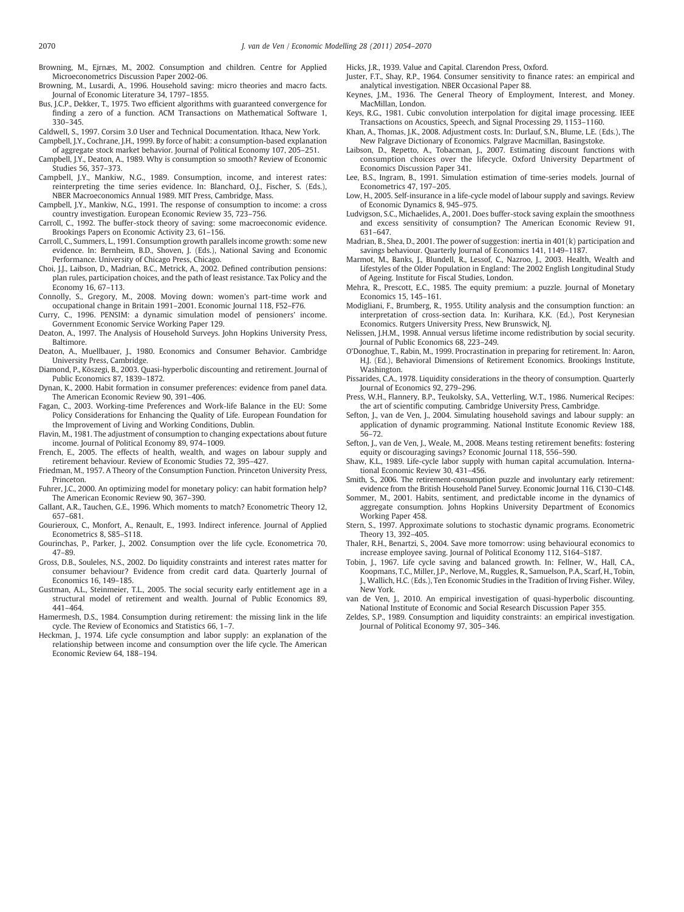Browning, M., Ejrnæs, M., 2002. Consumption and children. Centre for Applied Microeconometrics Discussion Paper 2002-06.

Browning, M., Lusardi, A., 1996. Household saving: micro theories and macro facts. Journal of Economic Literature 34, 1797–1855.

Bus, J.C.P., Dekker, T., 1975. Two efficient algorithms with guaranteed convergence for finding a zero of a function. ACM Transactions on Mathematical Software 1, 330–345.

Caldwell, S., 1997. Corsim 3.0 User and Technical Documentation. Ithaca, New York.

Campbell, J.Y., Cochrane, J.H., 1999. By force of habit: a consumption-based explanation of aggregate stock market behavior. Journal of Political Economy 107, 205–251.

Campbell, J.Y., Deaton, A., 1989. Why is consumption so smooth? Review of Economic Studies 56, 357–373.

Campbell, J.Y., Mankiw, N.G., 1989. Consumption, income, and interest rates: reinterpreting the time series evidence. In: Blanchard, O.J., Fischer, S. (Eds.), NBER Macroeconomics Annual 1989. MIT Press, Cambridge, Mass.

Campbell, J.Y., Mankiw, N.G., 1991. The response of consumption to income: a cross country investigation. European Economic Review 35, 723–756.

Carroll, C., 1992. The buffer-stock theory of saving: some macroeconomic evidence. Brookings Papers on Economic Activity 23, 61–156.

Carroll, C., Summers, L., 1991. Consumption growth parallels income growth: some new evidence. In: Bernheim, B.D., Shoven, J. (Eds.), National Saving and Economic Performance. University of Chicago Press, Chicago.

Choi, J.J., Laibson, D., Madrian, B.C., Metrick, A., 2002. Defined contribution pensions: plan rules, participation choices, and the path of least resistance. Tax Policy and the Economy 16, 67–113.

Connolly, S., Gregory, M., 2008. Moving down: women's part-time work and occupational change in Britain 1991–2001. Economic Journal 118, F52–F76.

Curry, C., 1996. PENSIM: a dynamic simulation model of pensioners' income. Government Economic Service Working Paper 129.

Deaton, A., 1997. The Analysis of Household Surveys. John Hopkins University Press, Baltimore.

Deaton, A., Muellbauer, J., 1980. Economics and Consumer Behavior. Cambridge University Press, Cambridge.

Diamond, P., Kőszegi, B., 2003. Quasi-hyperbolic discounting and retirement. Journal of Public Economics 87, 1839–1872.

Dynan, K., 2000. Habit formation in consumer preferences: evidence from panel data. The American Economic Review 90, 391–406.

Fagan, C., 2003. Working-time Preferences and Work-life Balance in the EU: Some Policy Considerations for Enhancing the Quality of Life. European Foundation for the Improvement of Living and Working Conditions, Dublin.

Flavin, M., 1981. The adjustment of consumption to changing expectations about future income. Journal of Political Economy 89, 974–1009.

French, E., 2005. The effects of health, wealth, and wages on labour supply and retirement behaviour. Review of Economic Studies 72, 395–427.

Friedman, M., 1957. A Theory of the Consumption Function. Princeton University Press, Princeton.

Fuhrer, J.C., 2000. An optimizing model for monetary policy: can habit formation help? The American Economic Review 90, 367–390.

Gallant, A.R., Tauchen, G.E., 1996. Which moments to match? Econometric Theory 12, 657–681.

Gourieroux, C., Monfort, A., Renault, E., 1993. Indirect inference. Journal of Applied Econometrics 8, S85–S118.

Gourinchas, P., Parker, J., 2002. Consumption over the life cycle. Econometrica 70, 47–89.

Gross, D.B., Souleles, N.S., 2002. Do liquidity constraints and interest rates matter for consumer behaviour? Evidence from credit card data. Quarterly Journal of Economics 16, 149–185.

Gustman, A.L., Steinmeier, T.L., 2005. The social security early entitlement age in a structural model of retirement and wealth. Journal of Public Economics 89, 441–464.

Hamermesh, D.S., 1984. Consumption during retirement: the missing link in the life cycle. The Review of Economics and Statistics 66, 1–7.

Heckman, J., 1974. Life cycle consumption and labor supply: an explanation of the relationship between income and consumption over the life cycle. The American Economic Review 64, 188–194.

Hicks, J.R., 1939. Value and Capital. Clarendon Press, Oxford.

Juster, F.T., Shay, R.P., 1964. Consumer sensitivity to finance rates: an empirical and analytical investigation. NBER Occasional Paper 88.

Keynes, J.M., 1936. The General Theory of Employment, Interest, and Money. MacMillan, London.

Keys, R.G., 1981. Cubic convolution interpolation for digital image processing. IEEE Transactions on Acoustics, Speech, and Signal Processing 29, 1153–1160.

Khan, A., Thomas, J.K., 2008. Adjustment costs. In: Durlauf, S.N., Blume, L.E. (Eds.), The New Palgrave Dictionary of Economics. Palgrave Macmillan, Basingstoke.

Laibson, D., Repetto, A., Tobacman, J., 2007. Estimating discount functions with consumption choices over the lifecycle. Oxford University Department of Economics Discussion Paper 341.

Lee, B.S., Ingram, B., 1991. Simulation estimation of time-series models. Journal of Econometrics 47, 197–205.

Low, H., 2005. Self-insurance in a life-cycle model of labour supply and savings. Review of Economic Dynamics 8, 945–975.

Ludvigson, S.C., Michaelides, A., 2001. Does buffer-stock saving explain the smoothness and excess sensitivity of consumption? The American Economic Review 91, 631–647.

Madrian, B., Shea, D., 2001. The power of suggestion: inertia in 401(k) participation and savings behaviour. Quarterly Journal of Economics 141, 1149–1187.

Marmot, M., Banks, J., Blundell, R., Lessof, C., Nazroo, J., 2003. Health, Wealth and Lifestyles of the Older Population in England: The 2002 English Longitudinal Study of Ageing. Institute for Fiscal Studies, London.

Mehra, R., Prescott, E.C., 1985. The equity premium: a puzzle. Journal of Monetary Economics 15, 145–161.

Modigliani, F., Brumberg, R., 1955. Utility analysis and the consumption function: an interpretation of cross-section data. In: Kurihara, K.K. (Ed.), Post Kerynesian Economics. Rutgers University Press, New Brunswick, NJ.

Nelissen, J.H.M., 1998. Annual versus lifetime income redistribution by social security. Journal of Public Economics 68, 223–249.

O'Donoghue, T., Rabin, M., 1999. Procrastination in preparing for retirement. In: Aaron, H.J. (Ed.), Behavioral Dimensions of Retirement Economics. Brookings Institute, Washington.

Pissarides, C.A., 1978. Liquidity considerations in the theory of consumption. Quarterly Journal of Economics 92, 279–296.

Press, W.H., Flannery, B.P., Teukolsky, S.A., Vetterling, W.T., 1986. Numerical Recipes: the art of scientific computing. Cambridge University Press, Cambridge.

Sefton, J., van de Ven, J., 2004. Simulating household savings and labour supply: an application of dynamic programming. National Institute Economic Review 188, 56–72.

Sefton, J., van de Ven, J., Weale, M., 2008. Means testing retirement benefits: fostering equity or discouraging savings? Economic Journal 118, 556–590.

Shaw, K.L., 1989. Life-cycle labor supply with human capital accumulation. International Economic Review 30, 431–456.

Smith, S., 2006. The retirement-consumption puzzle and involuntary early retirement: evidence from the British Household Panel Survey. Economic Journal 116, C130–C148.

Sommer, M., 2001. Habits, sentiment, and predictable income in the dynamics of aggregate consumption. Johns Hopkins University Department of Economics Working Paper 458.

Stern, S., 1997. Approximate solutions to stochastic dynamic programs. Econometric Theory 13, 392–405.

Thaler, R.H., Benartzi, S., 2004. Save more tomorrow: using behavioural economics to increase employee saving. Journal of Political Economy 112, S164–S187.

Tobin, J., 1967. Life cycle saving and balanced growth. In: Fellner, W., Hall, C.A., Koopmans, T.C., Miller, J.P., Nerlove, M., Ruggles, R., Samuelson, P.A., Scarf, H., Tobin, J., Wallich, H.C. (Eds.), Ten Economic Studies in the Tradition of Irving Fisher. Wiley, New York.

van de Ven, J., 2010. An empirical investigation of quasi-hyperbolic discounting. National Institute of Economic and Social Research Discussion Paper 355.

Zeldes, S.P., 1989. Consumption and liquidity constraints: an empirical investigation. Journal of Political Economy 97, 305–346.